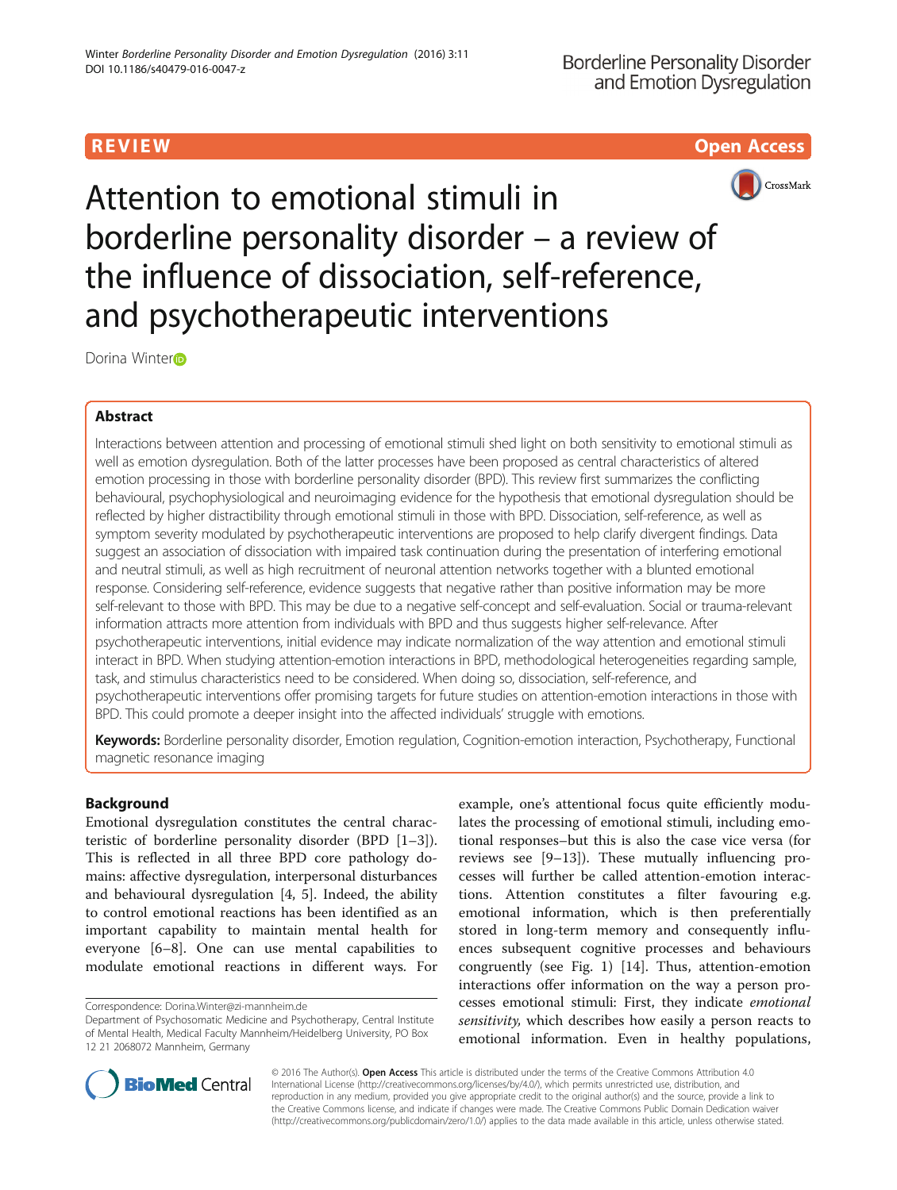**REVIEW** **Open Access**

# Attention to emotional stimuli in borderline personality disorder – a review of the influence of dissociation, self-reference, and psychotherapeutic interventions

Dorina Winter

## Abstract

Interactions between attention and processing of emotional stimuli shed light on both sensitivity to emotional stimuli as well as emotion dysregulation. Both of the latter processes have been proposed as central characteristics of altered emotion processing in those with borderline personality disorder (BPD). This review first summarizes the conflicting behavioural, psychophysiological and neuroimaging evidence for the hypothesis that emotional dysregulation should be reflected by higher distractibility through emotional stimuli in those with BPD. Dissociation, self-reference, as well as symptom severity modulated by psychotherapeutic interventions are proposed to help clarify divergent findings. Data suggest an association of dissociation with impaired task continuation during the presentation of interfering emotional and neutral stimuli, as well as high recruitment of neuronal attention networks together with a blunted emotional response. Considering self-reference, evidence suggests that negative rather than positive information may be more self-relevant to those with BPD. This may be due to a negative self-concept and self-evaluation. Social or trauma-relevant information attracts more attention from individuals with BPD and thus suggests higher self-relevance. After psychotherapeutic interventions, initial evidence may indicate normalization of the way attention and emotional stimuli interact in BPD. When studying attention-emotion interactions in BPD, methodological heterogeneities regarding sample, task, and stimulus characteristics need to be considered. When doing so, dissociation, self-reference, and psychotherapeutic interventions offer promising targets for future studies on attention-emotion interactions in those with BPD. This could promote a deeper insight into the affected individuals' struggle with emotions.

**Keywords:** Borderline personality disorder, Emotion regulation, Cognition-emotion interaction, Psychotherapy, Functional magnetic resonance imaging

## Background

Emotional dysregulation constitutes the central characteristic of borderline personality disorder (BPD [1–3]). This is reflected in all three BPD core pathology domains: affective dysregulation, interpersonal disturbances and behavioural dysregulation [4, 5]. Indeed, the ability to control emotional reactions has been identified as an important capability to maintain mental health for everyone [6–8]. One can use mental capabilities to modulate emotional reactions in different ways. For example, one's attentional focus quite efficiently modulates the processing of emotional stimuli, including emotional responses–but this is also the case vice versa (for reviews see [9–13]). These mutually influencing processes will further be called attention-emotion interactions. Attention constitutes a filter favouring e.g. emotional information, which is then preferentially stored in long-term memory and consequently influences subsequent cognitive processes and behaviours congruently (see Fig. 1) [14]. Thus, attention-emotion interactions offer information on the way a person processes emotional stimuli: First, they indicate *emotional sensitivity*, which describes how easily a person reacts to emotional information. Even in healthy populations,

Correspondence: Dorina.Winter@zi-mannheim.de
Department of Psychosomatic Medicine and Psychotherapy, Central Institute of Mental Health, Medical Faculty Mannheim/Heidelberg University, PO Box 12 21 2068072 Mannheim, Germany

© 2016 The Author(s). **Open Access** This article is distributed under the terms of the Creative Commons Attribution 4.0 International License (http://creativecommons.org/licenses/by/4.0/), which permits unrestricted use, distribution, and reproduction in any medium, provided you give appropriate credit to the original author(s) and the source, provide a link to the Creative Commons license, and indicate if changes were made. The Creative Commons Public Domain Dedication waiver (http://creativecommons.org/publicdomain/zero/1.0/) applies to the data made available in this article, unless otherwise stated.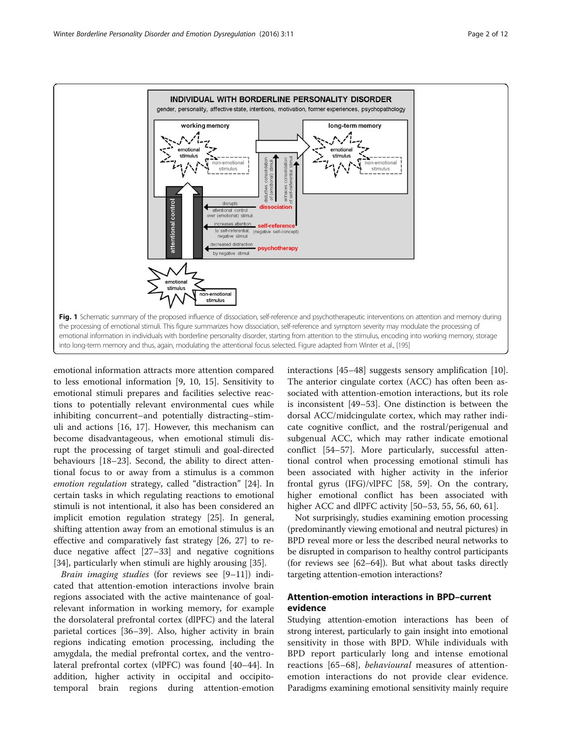Fig. 1 Schematic summary of the proposed influence of dissociation, self-reference and psychotherapeutic interventions on attention and memory during the processing of emotional stimuli. This figure summarizes how dissociation, self-reference and symptom severity may modulate the processing of emotional information in individuals with borderline personality disorder, starting from attention to the stimulus, encoding into working memory, storage into long-term memory and thus, again, modulating the attentional focus selected. Figure adapted from Winter et al., [195]

emotional information attracts more attention compared to less emotional information [9, 10, 15]. Sensitivity to emotional stimuli prepares and facilities selective reactions to potentially relevant environmental cues while inhibiting concurrent–and potentially distracting–stimuli and actions [16, 17]. However, this mechanism can become disadvantageous, when emotional stimuli disrupt the processing of target stimuli and goal-directed behaviours [18–23]. Second, the ability to direct attentional focus to or away from a stimulus is a common *emotion regulation* strategy, called "distraction" [24]. In certain tasks in which regulating reactions to emotional stimuli is not intentional, it also has been considered an implicit emotion regulation strategy [25]. In general, shifting attention away from an emotional stimulus is an effective and comparatively fast strategy [26, 27] to reduce negative affect [27–33] and negative cognitions [34], particularly when stimuli are highly arousing [35].

*Brain imaging studies* (for reviews see [9–11]) indicated that attention-emotion interactions involve brain regions associated with the active maintenance of goal-relevant information in working memory, for example the dorsolateral prefrontal cortex (dlPFC) and the lateral parietal cortices [36–39]. Also, higher activity in brain regions indicating emotion processing, including the amygdala, the medial prefrontal cortex, and the ventrolateral prefrontal cortex (vlPFC) was found [40–44]. In addition, higher activity in occipital and occipito-temporal brain regions during attention-emotion interactions [45–48] suggests sensory amplification [10]. The anterior cingulate cortex (ACC) has often been associated with attention-emotion interactions, but its role is inconsistent [49–53]. One distinction is between the dorsal ACC/midcingulate cortex, which may rather indicate cognitive conflict, and the rostral/perigenual and subgenual ACC, which may rather indicate emotional conflict [54–57]. More particularly, successful attentional control when processing emotional stimuli has been associated with higher activity in the inferior frontal gyrus (IFG)/vlPFC [58, 59]. On the contrary, higher emotional conflict has been associated with higher ACC and dlPFC activity [50–53, 55, 56, 60, 61].

Not surprisingly, studies examining emotion processing (predominantly viewing emotional and neutral pictures) in BPD reveal more or less the described neural networks to be disrupted in comparison to healthy control participants (for reviews see [62–64]). But what about tasks directly targeting attention-emotion interactions?

## Attention-emotion interactions in BPD–current evidence

Studying attention-emotion interactions has been of strong interest, particularly to gain insight into emotional sensitivity in those with BPD. While individuals with BPD report particularly long and intense emotional reactions [65–68], *behavioural* measures of attention-emotion interactions do not provide clear evidence. Paradigms examining emotional sensitivity mainly require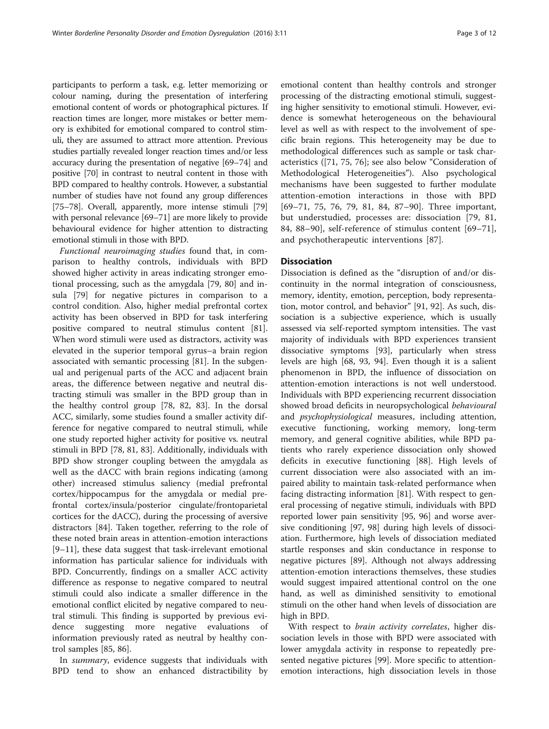participants to perform a task, e.g. letter memorizing or colour naming, during the presentation of interfering emotional content of words or photographical pictures. If reaction times are longer, more mistakes or better memory is exhibited for emotional compared to control stimuli, they are assumed to attract more attention. Previous studies partially revealed longer reaction times and/or less accuracy during the presentation of negative [69–74] and positive [70] in contrast to neutral content in those with BPD compared to healthy controls. However, a substantial number of studies have not found any group differences [75–78]. Overall, apparently, more intense stimuli [79] with personal relevance [69–71] are more likely to provide behavioural evidence for higher attention to distracting emotional stimuli in those with BPD.

*Functional neuroimaging studies* found that, in comparison to healthy controls, individuals with BPD showed higher activity in areas indicating stronger emotional processing, such as the amygdala [79, 80] and insula [79] for negative pictures in comparison to a control condition. Also, higher medial prefrontal cortex activity has been observed in BPD for task interfering positive compared to neutral stimulus content [81]. When word stimuli were used as distractors, activity was elevated in the superior temporal gyrus–a brain region associated with semantic processing [81]. In the subgenual and perigenual parts of the ACC and adjacent brain areas, the difference between negative and neutral distracting stimuli was smaller in the BPD group than in the healthy control group [78, 82, 83]. In the dorsal ACC, similarly, some studies found a smaller activity difference for negative compared to neutral stimuli, while one study reported higher activity for positive vs. neutral stimuli in BPD [78, 81, 83]. Additionally, individuals with BPD show stronger coupling between the amygdala as well as the dACC with brain regions indicating (among other) increased stimulus saliency (medial prefrontal cortex/hippocampus for the amygdala or medial prefrontal cortex/insula/posterior cingulate/frontoparietal cortices for the dACC), during the processing of aversive distractors [84]. Taken together, referring to the role of these noted brain areas in attention-emotion interactions [9–11], these data suggest that task-irrelevant emotional information has particular salience for individuals with BPD. Concurrently, findings on a smaller ACC activity difference as response to negative compared to neutral stimuli could also indicate a smaller difference in the emotional conflict elicited by negative compared to neutral stimuli. This finding is supported by previous evidence suggesting more negative evaluations of information previously rated as neutral by healthy control samples [85, 86].

In *summary*, evidence suggests that individuals with BPD tend to show an enhanced distractibility by emotional content than healthy controls and stronger processing of the distracting emotional stimuli, suggesting higher sensitivity to emotional stimuli. However, evidence is somewhat heterogeneous on the behavioural level as well as with respect to the involvement of specific brain regions. This heterogeneity may be due to methodological differences such as sample or task characteristics ([71, 75, 76]; see also below "Consideration of Methodological Heterogeneities"). Also psychological mechanisms have been suggested to further modulate attention-emotion interactions in those with BPD [69–71, 75, 76, 79, 81, 84, 87–90]. Three important, but understudied, processes are: dissociation [79, 81, 84, 88–90], self-reference of stimulus content [69–71], and psychotherapeutic interventions [87].

## Dissociation

Dissociation is defined as the "disruption of and/or discontinuity in the normal integration of consciousness, memory, identity, emotion, perception, body representation, motor control, and behavior" [91, 92]. As such, dissociation is a subjective experience, which is usually assessed via self-reported symptom intensities. The vast majority of individuals with BPD experiences transient dissociative symptoms [93], particularly when stress levels are high [68, 93, 94]. Even though it is a salient phenomenon in BPD, the influence of dissociation on attention-emotion interactions is not well understood. Individuals with BPD experiencing recurrent dissociation showed broad deficits in neuropsychological *behavioural* and *psychophysiological* measures, including attention, executive functioning, working memory, long-term memory, and general cognitive abilities, while BPD patients who rarely experience dissociation only showed deficits in executive functioning [88]. High levels of current dissociation were also associated with an impaired ability to maintain task-related performance when facing distracting information [81]. With respect to general processing of negative stimuli, individuals with BPD reported lower pain sensitivity [95, 96] and worse aversive conditioning [97, 98] during high levels of dissociation. Furthermore, high levels of dissociation mediated startle responses and skin conductance in response to negative pictures [89]. Although not always addressing attention-emotion interactions themselves, these studies would suggest impaired attentional control on the one hand, as well as diminished sensitivity to emotional stimuli on the other hand when levels of dissociation are high in BPD.

With respect to *brain activity correlates*, higher dissociation levels in those with BPD were associated with lower amygdala activity in response to repeatedly presented negative pictures [99]. More specific to attention-emotion interactions, high dissociation levels in those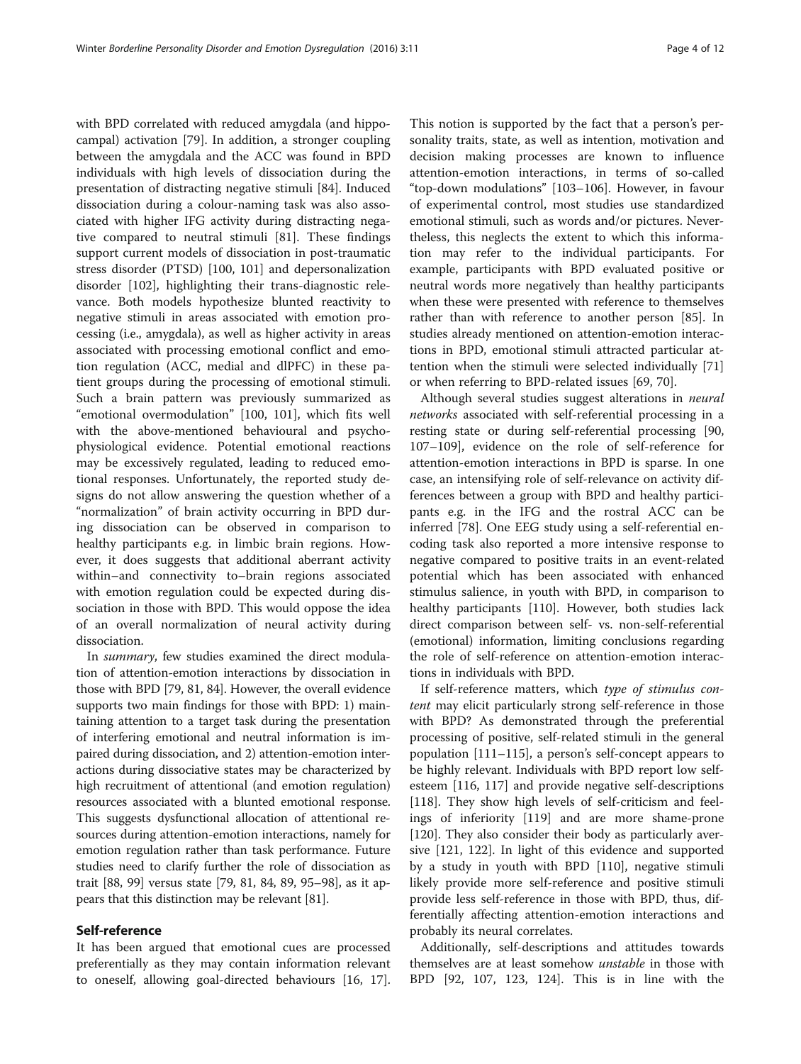with BPD correlated with reduced amygdala (and hippocampal) activation [79]. In addition, a stronger coupling between the amygdala and the ACC was found in BPD individuals with high levels of dissociation during the presentation of distracting negative stimuli [84]. Induced dissociation during a colour-naming task was also associated with higher IFG activity during distracting negative compared to neutral stimuli [81]. These findings support current models of dissociation in post-traumatic stress disorder (PTSD) [100, 101] and depersonalization disorder [102], highlighting their trans-diagnostic relevance. Both models hypothesize blunted reactivity to negative stimuli in areas associated with emotion processing (i.e., amygdala), as well as higher activity in areas associated with processing emotional conflict and emotion regulation (ACC, medial and dlPFC) in these patient groups during the processing of emotional stimuli. Such a brain pattern was previously summarized as "emotional overmodulation" [100, 101], which fits well with the above-mentioned behavioural and psychophysiological evidence. Potential emotional reactions may be excessively regulated, leading to reduced emotional responses. Unfortunately, the reported study designs do not allow answering the question whether of a "normalization" of brain activity occurring in BPD during dissociation can be observed in comparison to healthy participants e.g. in limbic brain regions. However, it does suggests that additional aberrant activity within–and connectivity to–brain regions associated with emotion regulation could be expected during dissociation in those with BPD. This would oppose the idea of an overall normalization of neural activity during dissociation.

In *summary*, few studies examined the direct modulation of attention-emotion interactions by dissociation in those with BPD [79, 81, 84]. However, the overall evidence supports two main findings for those with BPD: 1) maintaining attention to a target task during the presentation of interfering emotional and neutral information is impaired during dissociation, and 2) attention-emotion interactions during dissociative states may be characterized by high recruitment of attentional (and emotion regulation) resources associated with a blunted emotional response. This suggests dysfunctional allocation of attentional resources during attention-emotion interactions, namely for emotion regulation rather than task performance. Future studies need to clarify further the role of dissociation as trait [88, 99] versus state [79, 81, 84, 89, 95–98], as it appears that this distinction may be relevant [81].

## Self-reference

It has been argued that emotional cues are processed preferentially as they may contain information relevant to oneself, allowing goal-directed behaviours [16, 17]. This notion is supported by the fact that a person's personality traits, state, as well as intention, motivation and decision making processes are known to influence attention-emotion interactions, in terms of so-called "top-down modulations" [103–106]. However, in favour of experimental control, most studies use standardized emotional stimuli, such as words and/or pictures. Nevertheless, this neglects the extent to which this information may refer to the individual participants. For example, participants with BPD evaluated positive or neutral words more negatively than healthy participants when these were presented with reference to themselves rather than with reference to another person [85]. In studies already mentioned on attention-emotion interactions in BPD, emotional stimuli attracted particular attention when the stimuli were selected individually [71] or when referring to BPD-related issues [69, 70].

Although several studies suggest alterations in *neural networks* associated with self-referential processing in a resting state or during self-referential processing [90, 107–109], evidence on the role of self-reference for attention-emotion interactions in BPD is sparse. In one case, an intensifying role of self-relevance on activity differences between a group with BPD and healthy participants e.g. in the IFG and the rostral ACC can be inferred [78]. One EEG study using a self-referential encoding task also reported a more intensive response to negative compared to positive traits in an event-related potential which has been associated with enhanced stimulus salience, in youth with BPD, in comparison to healthy participants [110]. However, both studies lack direct comparison between self- vs. non-self-referential (emotional) information, limiting conclusions regarding the role of self-reference on attention-emotion interactions in individuals with BPD.

If self-reference matters, which *type of stimulus content* may elicit particularly strong self-reference in those with BPD? As demonstrated through the preferential processing of positive, self-related stimuli in the general population [111–115], a person's self-concept appears to be highly relevant. Individuals with BPD report low self-esteem [116, 117] and provide negative self-descriptions [118]. They show high levels of self-criticism and feelings of inferiority [119] and are more shame-prone [120]. They also consider their body as particularly aversive [121, 122]. In light of this evidence and supported by a study in youth with BPD [110], negative stimuli likely provide more self-reference and positive stimuli provide less self-reference in those with BPD, thus, differentially affecting attention-emotion interactions and probably its neural correlates.

Additionally, self-descriptions and attitudes towards themselves are at least somehow *unstable* in those with BPD [92, 107, 123, 124]. This is in line with the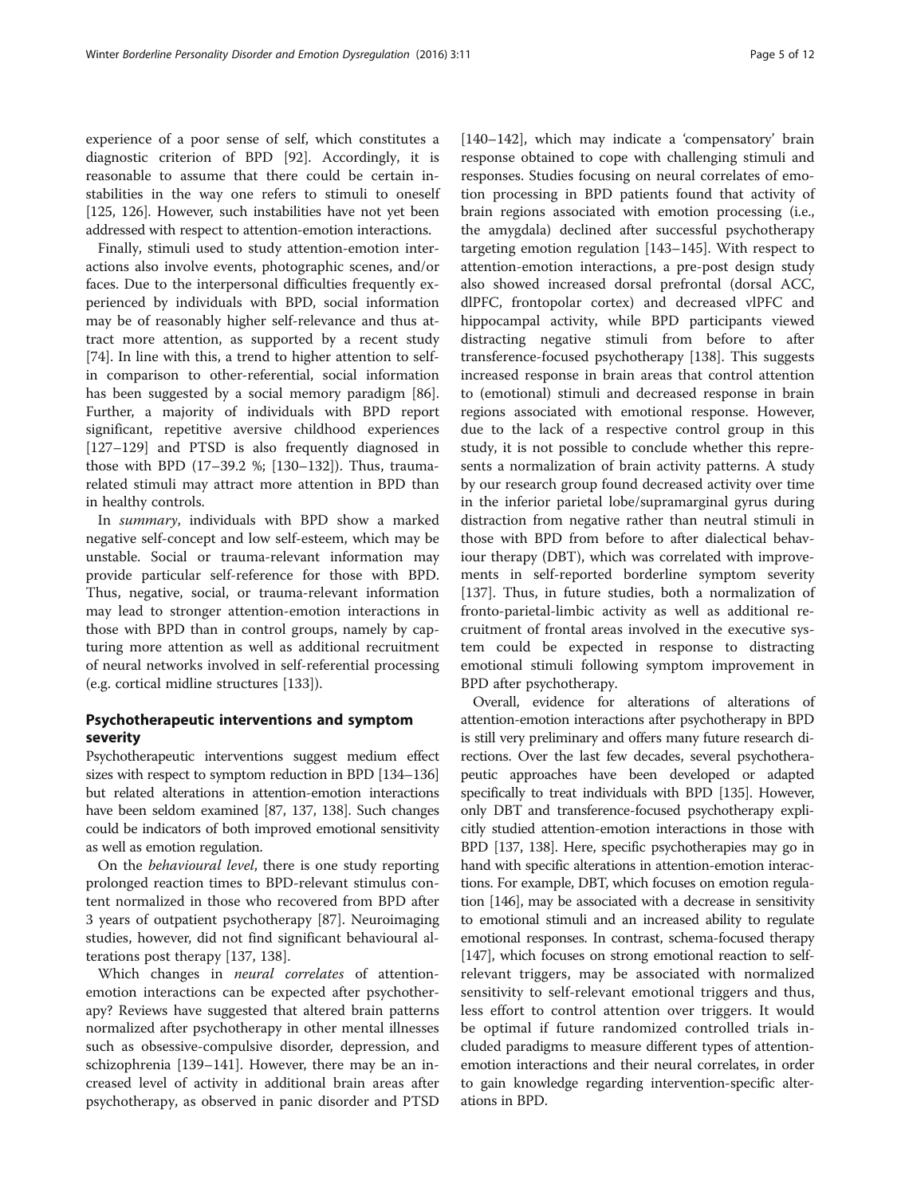experience of a poor sense of self, which constitutes a diagnostic criterion of BPD [92]. Accordingly, it is reasonable to assume that there could be certain instabilities in the way one refers to stimuli to oneself [125, 126]. However, such instabilities have not yet been addressed with respect to attention-emotion interactions.

Finally, stimuli used to study attention-emotion interactions also involve events, photographic scenes, and/or faces. Due to the interpersonal difficulties frequently experienced by individuals with BPD, social information may be of reasonably higher self-relevance and thus attract more attention, as supported by a recent study [74]. In line with this, a trend to higher attention to self- in comparison to other-referential, social information has been suggested by a social memory paradigm [86]. Further, a majority of individuals with BPD report significant, repetitive aversive childhood experiences [127–129] and PTSD is also frequently diagnosed in those with BPD (17–39.2 %; [130–132]). Thus, trauma-related stimuli may attract more attention in BPD than in healthy controls.

In *summary*, individuals with BPD show a marked negative self-concept and low self-esteem, which may be unstable. Social or trauma-relevant information may provide particular self-reference for those with BPD. Thus, negative, social, or trauma-relevant information may lead to stronger attention-emotion interactions in those with BPD than in control groups, namely by capturing more attention as well as additional recruitment of neural networks involved in self-referential processing (e.g. cortical midline structures [133]).

## Psychotherapeutic interventions and symptom severity

Psychotherapeutic interventions suggest medium effect sizes with respect to symptom reduction in BPD [134–136] but related alterations in attention-emotion interactions have been seldom examined [87, 137, 138]. Such changes could be indicators of both improved emotional sensitivity as well as emotion regulation.

On the *behavioural level*, there is one study reporting prolonged reaction times to BPD-relevant stimulus content normalized in those who recovered from BPD after 3 years of outpatient psychotherapy [87]. Neuroimaging studies, however, did not find significant behavioural alterations post therapy [137, 138].

Which changes in *neural correlates* of attention-emotion interactions can be expected after psychotherapy? Reviews have suggested that altered brain patterns normalized after psychotherapy in other mental illnesses such as obsessive-compulsive disorder, depression, and schizophrenia [139–141]. However, there may be an increased level of activity in additional brain areas after psychotherapy, as observed in panic disorder and PTSD [140–142], which may indicate a 'compensatory' brain response obtained to cope with challenging stimuli and responses. Studies focusing on neural correlates of emotion processing in BPD patients found that activity of brain regions associated with emotion processing (i.e., the amygdala) declined after successful psychotherapy targeting emotion regulation [143–145]. With respect to attention-emotion interactions, a pre-post design study also showed increased dorsal prefrontal (dorsal ACC, dlPFC, frontopolar cortex) and decreased vlPFC and hippocampal activity, while BPD participants viewed distracting negative stimuli from before to after transference-focused psychotherapy [138]. This suggests increased response in brain areas that control attention to (emotional) stimuli and decreased response in brain regions associated with emotional response. However, due to the lack of a respective control group in this study, it is not possible to conclude whether this represents a normalization of brain activity patterns. A study by our research group found decreased activity over time in the inferior parietal lobe/supramarginal gyrus during distraction from negative rather than neutral stimuli in those with BPD from before to after dialectical behaviour therapy (DBT), which was correlated with improvements in self-reported borderline symptom severity [137]. Thus, in future studies, both a normalization of fronto-parietal-limbic activity as well as additional recruitment of frontal areas involved in the executive system could be expected in response to distracting emotional stimuli following symptom improvement in BPD after psychotherapy.

Overall, evidence for alterations of alterations of attention-emotion interactions after psychotherapy in BPD is still very preliminary and offers many future research directions. Over the last few decades, several psychotherapeutic approaches have been developed or adapted specifically to treat individuals with BPD [135]. However, only DBT and transference-focused psychotherapy explicitly studied attention-emotion interactions in those with BPD [137, 138]. Here, specific psychotherapies may go in hand with specific alterations in attention-emotion interactions. For example, DBT, which focuses on emotion regulation [146], may be associated with a decrease in sensitivity to emotional stimuli and an increased ability to regulate emotional responses. In contrast, schema-focused therapy [147], which focuses on strong emotional reaction to self-relevant triggers, may be associated with normalized sensitivity to self-relevant emotional triggers and thus, less effort to control attention over triggers. It would be optimal if future randomized controlled trials included paradigms to measure different types of attention-emotion interactions and their neural correlates, in order to gain knowledge regarding intervention-specific alterations in BPD.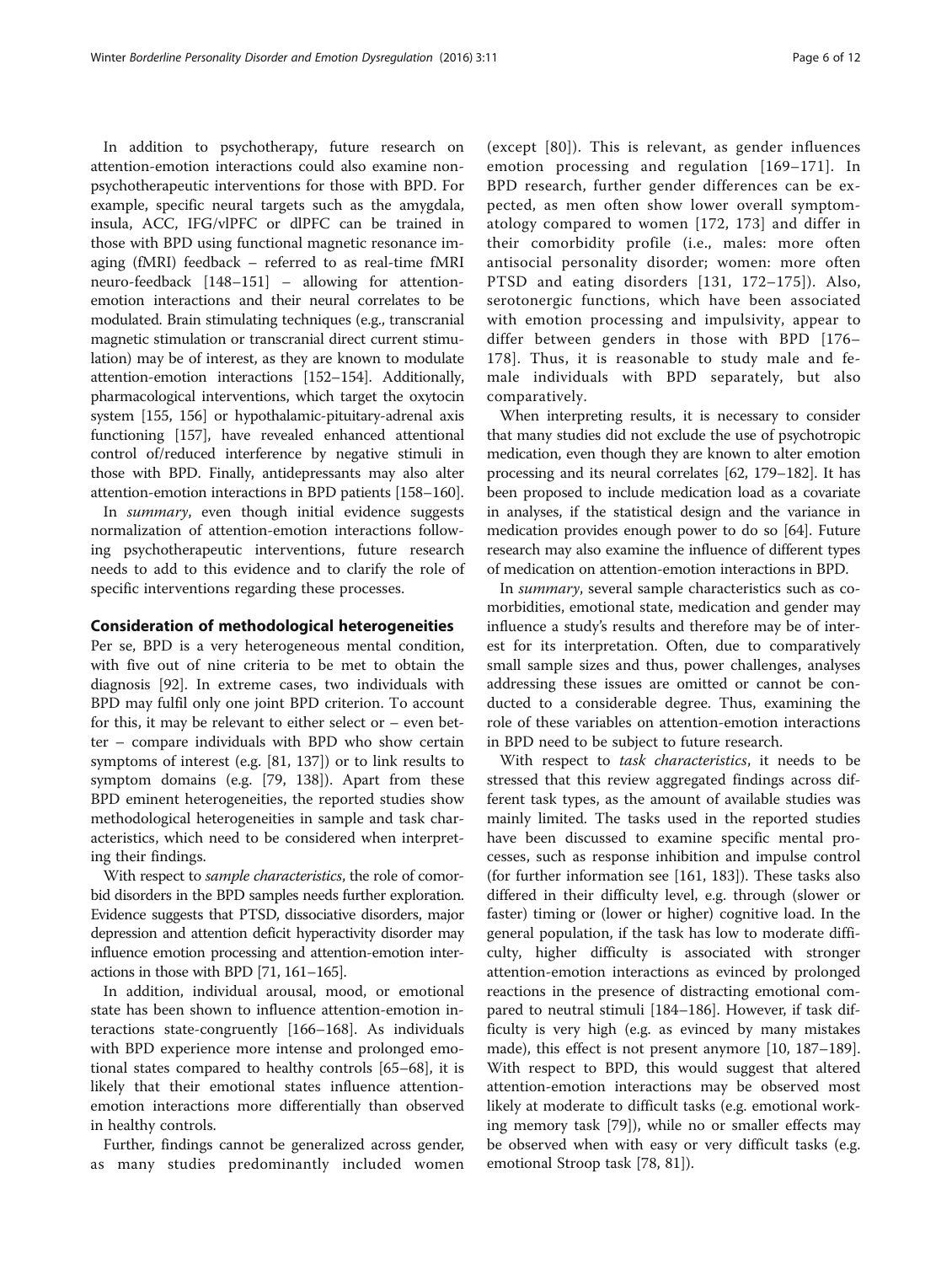In addition to psychotherapy, future research on attention-emotion interactions could also examine non-psychotherapeutic interventions for those with BPD. For example, specific neural targets such as the amygdala, insula, ACC, IFG/vlPFC or dlPFC can be trained in those with BPD using functional magnetic resonance imaging (fMRI) feedback – referred to as real-time fMRI neuro-feedback [148–151] – allowing for attention-emotion interactions and their neural correlates to be modulated. Brain stimulating techniques (e.g., transcranial magnetic stimulation or transcranial direct current stimulation) may be of interest, as they are known to modulate attention-emotion interactions [152–154]. Additionally, pharmacological interventions, which target the oxytocin system [155, 156] or hypothalamic-pituitary-adrenal axis functioning [157], have revealed enhanced attentional control of/reduced interference by negative stimuli in those with BPD. Finally, antidepressants may also alter attention-emotion interactions in BPD patients [158–160].

In *summary*, even though initial evidence suggests normalization of attention-emotion interactions following psychotherapeutic interventions, future research needs to add to this evidence and to clarify the role of specific interventions regarding these processes.

## Consideration of methodological heterogeneities

Per se, BPD is a very heterogeneous mental condition, with five out of nine criteria to be met to obtain the diagnosis [92]. In extreme cases, two individuals with BPD may fulfil only one joint BPD criterion. To account for this, it may be relevant to either select or – even better – compare individuals with BPD who show certain symptoms of interest (e.g. [81, 137]) or to link results to symptom domains (e.g. [79, 138]). Apart from these BPD eminent heterogeneities, the reported studies show methodological heterogeneities in sample and task characteristics, which need to be considered when interpreting their findings.

With respect to *sample characteristics*, the role of comorbid disorders in the BPD samples needs further exploration. Evidence suggests that PTSD, dissociative disorders, major depression and attention deficit hyperactivity disorder may influence emotion processing and attention-emotion interactions in those with BPD [71, 161–165].

In addition, individual arousal, mood, or emotional state has been shown to influence attention-emotion interactions state-congruently [166–168]. As individuals with BPD experience more intense and prolonged emotional states compared to healthy controls [65–68], it is likely that their emotional states influence attention-emotion interactions more differentially than observed in healthy controls.

Further, findings cannot be generalized across gender, as many studies predominantly included women (except [80]). This is relevant, as gender influences emotion processing and regulation [169–171]. In BPD research, further gender differences can be expected, as men often show lower overall symptomatology compared to women [172, 173] and differ in their comorbidity profile (i.e., males: more often antisocial personality disorder; women: more often PTSD and eating disorders [131, 172–175]). Also, serotonergic functions, which have been associated with emotion processing and impulsivity, appear to differ between genders in those with BPD [176–178]. Thus, it is reasonable to study male and female individuals with BPD separately, but also comparatively.

When interpreting results, it is necessary to consider that many studies did not exclude the use of psychotropic medication, even though they are known to alter emotion processing and its neural correlates [62, 179–182]. It has been proposed to include medication load as a covariate in analyses, if the statistical design and the variance in medication provides enough power to do so [64]. Future research may also examine the influence of different types of medication on attention-emotion interactions in BPD.

In *summary*, several sample characteristics such as comorbidities, emotional state, medication and gender may influence a study's results and therefore may be of interest for its interpretation. Often, due to comparatively small sample sizes and thus, power challenges, analyses addressing these issues are omitted or cannot be conducted to a considerable degree. Thus, examining the role of these variables on attention-emotion interactions in BPD need to be subject to future research.

With respect to *task characteristics*, it needs to be stressed that this review aggregated findings across different task types, as the amount of available studies was mainly limited. The tasks used in the reported studies have been discussed to examine specific mental processes, such as response inhibition and impulse control (for further information see [161, 183]). These tasks also differed in their difficulty level, e.g. through (slower or faster) timing or (lower or higher) cognitive load. In the general population, if the task has low to moderate difficulty, higher difficulty is associated with stronger attention-emotion interactions as evinced by prolonged reactions in the presence of distracting emotional compared to neutral stimuli [184–186]. However, if task difficulty is very high (e.g. as evinced by many mistakes made), this effect is not present anymore [10, 187–189]. With respect to BPD, this would suggest that altered attention-emotion interactions may be observed most likely at moderate to difficult tasks (e.g. emotional working memory task [79]), while no or smaller effects may be observed when with easy or very difficult tasks (e.g. emotional Stroop task [78, 81]).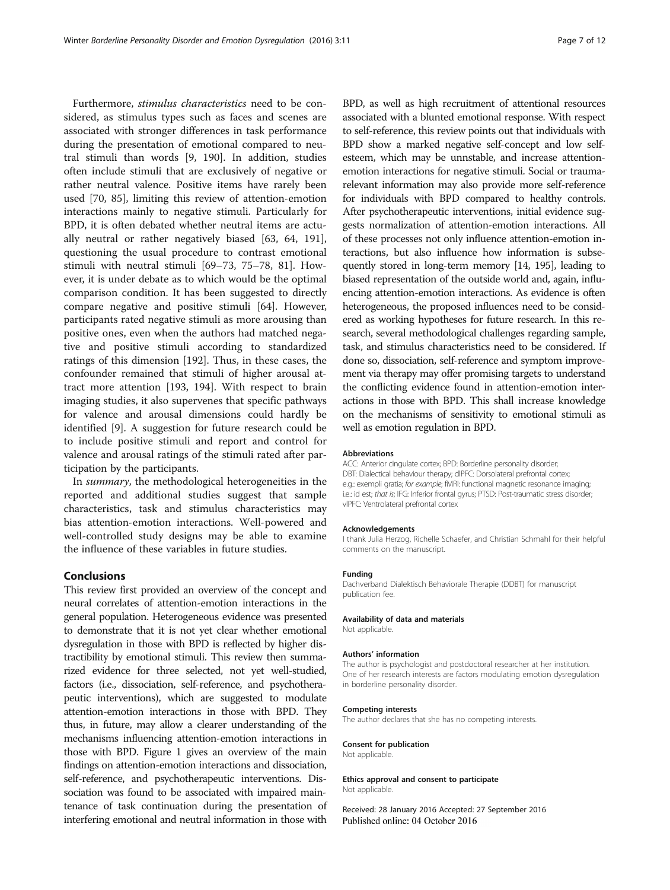Furthermore, *stimulus characteristics* need to be considered, as stimulus types such as faces and scenes are associated with stronger differences in task performance during the presentation of emotional compared to neutral stimuli than words [9, 190]. In addition, studies often include stimuli that are exclusively of negative or rather neutral valence. Positive items have rarely been used [70, 85], limiting this review of attention-emotion interactions mainly to negative stimuli. Particularly for BPD, it is often debated whether neutral items are actually neutral or rather negatively biased [63, 64, 191], questioning the usual procedure to contrast emotional stimuli with neutral stimuli [69–73, 75–78, 81]. However, it is under debate as to which would be the optimal comparison condition. It has been suggested to directly compare negative and positive stimuli [64]. However, participants rated negative stimuli as more arousing than positive ones, even when the authors had matched negative and positive stimuli according to standardized ratings of this dimension [192]. Thus, in these cases, the confounder remained that stimuli of higher arousal attract more attention [193, 194]. With respect to brain imaging studies, it also supervenes that specific pathways for valence and arousal dimensions could hardly be identified [9]. A suggestion for future research could be to include positive stimuli and report and control for valence and arousal ratings of the stimuli rated after participation by the participants.

In *summary*, the methodological heterogeneities in the reported and additional studies suggest that sample characteristics, task and stimulus characteristics may bias attention-emotion interactions. Well-powered and well-controlled study designs may be able to examine the influence of these variables in future studies.

## Conclusions

This review first provided an overview of the concept and neural correlates of attention-emotion interactions in the general population. Heterogeneous evidence was presented to demonstrate that it is not yet clear whether emotional dysregulation in those with BPD is reflected by higher distractibility by emotional stimuli. This review then summarized evidence for three selected, not yet well-studied, factors (i.e., dissociation, self-reference, and psychotherapeutic interventions), which are suggested to modulate attention-emotion interactions in those with BPD. They thus, in future, may allow a clearer understanding of the mechanisms influencing attention-emotion interactions in those with BPD. Figure 1 gives an overview of the main findings on attention-emotion interactions and dissociation, self-reference, and psychotherapeutic interventions. Dissociation was found to be associated with impaired maintenance of task continuation during the presentation of interfering emotional and neutral information in those with BPD, as well as high recruitment of attentional resources associated with a blunted emotional response. With respect to self-reference, this review points out that individuals with BPD show a marked negative self-concept and low self-esteem, which may be unstable, and increase attention-emotion interactions for negative stimuli. Social or trauma-relevant information may also provide more self-reference for individuals with BPD compared to healthy controls. After psychotherapeutic interventions, initial evidence suggests normalization of attention-emotion interactions. All of these processes not only influence attention-emotion interactions, but also influence how information is subsequently stored in long-term memory [14, 195], leading to biased representation of the outside world and, again, influencing attention-emotion interactions. As evidence is often heterogeneous, the proposed influences need to be considered as working hypotheses for future research. In this research, several methodological challenges regarding sample, task, and stimulus characteristics need to be considered. If done so, dissociation, self-reference and symptom improvement via therapy may offer promising targets to understand the conflicting evidence found in attention-emotion interactions in those with BPD. This shall increase knowledge on the mechanisms of sensitivity to emotional stimuli as well as emotion regulation in BPD.

#### Abbreviations

ACC: Anterior cingulate cortex; BPD: Borderline personality disorder; DBT: Dialectical behaviour therapy; dlPFC: Dorsolateral prefrontal cortex; e.g.: exempli gratia; *for example*; fMRI: functional magnetic resonance imaging; i.e.: id est; *that is*; IFG: Inferior frontal gyrus; PTSD: Post-traumatic stress disorder; vlPFC: Ventrolateral prefrontal cortex

#### Acknowledgements

I thank Julia Herzog, Richelle Schaefer, and Christian Schmahl for their helpful comments on the manuscript.

#### Funding

Dachverband Dialektisch Behaviorale Therapie (DDBT) for manuscript publication fee.

#### Availability of data and materials

Not applicable.

#### Authors' information

The author is psychologist and postdoctoral researcher at her institution. One of her research interests are factors modulating emotion dysregulation in borderline personality disorder.

#### Competing interests

The author declares that she has no competing interests.

#### Consent for publication

Not applicable.

#### Ethics approval and consent to participate

Not applicable.

Received: 28 January 2016 Accepted: 27 September 2016
Published online: 04 October 2016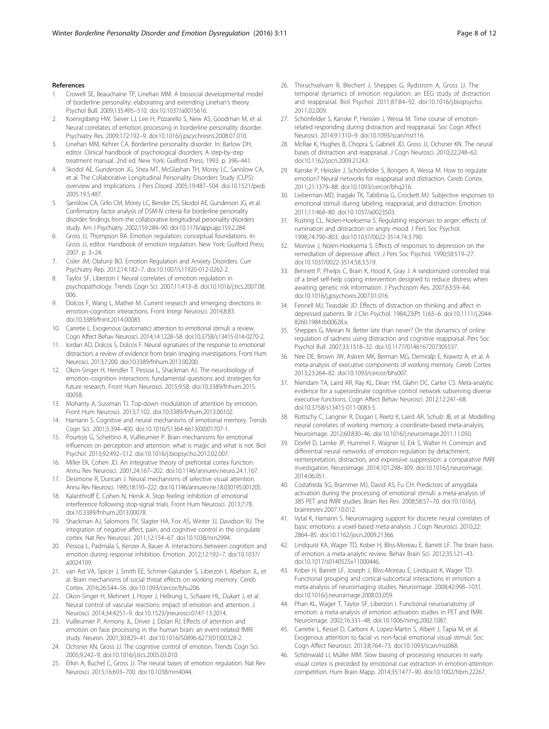## References

1. Crowell SE, Beauchaine TP, Linehan MM. A biosocial developmental model of borderline personality: elaborating and extending Linehan's theory. Psychol Bull. 2009;135:495–510. doi:10.1037/a0015616.
2. Koenigsberg HW, Siever LJ, Lee H, Pizzarello S, New AS, Goodman M, et al. Neural correlates of emotion processing in borderline personality disorder. Psychiatry Res. 2009;172:192–9. doi:10.1016/j.pscychresns.2008.07.010.
3. Linehan MM, Kehrer CA. Borderline personality disorder. In: Barlow DH, editor. Clinical handbook of psychological disorders: A step-by-step treatment manual. 2nd ed. New York: Guilford Press; 1993. p. 396–441.
4. Skodol AE, Gunderson JG, Shea MT, McGlashan TH, Morey LC, Sanislow CA, et al. The Collaborative Longitudinal Personality Disorders Study (CLPS): overview and implications. J Pers Disord. 2005;19:487–504. doi:10.1521/pedi.2005.19.5.487.
5. Sanislow CA, Grilo CM, Morey LC, Bender DS, Skodol AE, Gunderson JG, et al. Confirmatory factor analysis of DSM-IV criteria for borderline personality disorder: findings from the collaborative longitudinal personality disorders study. Am J Psychiatry. 2002;159:284–90. doi:10.1176/appi.ajp.159.2.284.
6. Gross JJ, Thompson RA. Emotion regulation: conceptual foundations. In: Gross JJ, editor. Handbook of emotion regulation. New York: Guilford Press; 2007. p. 3–24.
7. Cisler JM, Olatunji BO. Emotion Regulation and Anxiety Disorders. Curr Psychiatry Rep. 2012;14:182–7. doi:10.1007/s11920-012-0262-2.
8. Taylor SF, Liberzon I. Neural correlates of emotion regulation in psychopathology. Trends Cogn Sci. 2007;11:413–8. doi:10.1016/j.tics.2007.08.006.
9. Dolcos F, Wang L, Mather M. Current research and emerging directions in emotion-cognition interactions. Front Integr Neurosci. 2014;8:83. doi:10.3389/fnint.2014.00083.
10. Carretie L. Exogenous (automatic) attention to emotional stimuli: a review. Cogn Affect Behav Neurosci. 2014;14:1228–58. doi:10.3758/s13415-014-0270-2.
11. Iordan AD, Dolcos S, Dolcos F. Neural signatures of the response to emotional distraction: a review of evidence from brain imaging investigations. Front Hum Neurosci. 2013;7:200. doi:10.3389/fnhum.2013.00200.
12. Okon-Singer H, Hendler T, Pessoa L, Shackman AJ. The neurobiology of emotion–cognition interactions: fundamental questions and strategies for future research. Front Hum Neurosci. 2015;9:58. doi:10.3389/fnhum.2015.00058.
13. Mohanty A, Sussman TJ. Top-down modulation of attention by emotion. Front Hum Neurosci. 2013;7:102. doi:10.3389/fnhum.2013.00102.
14. Hamann S. Cognitive and neural mechanisms of emotional memory. Trends Cogn Sci. 2001;5:394–400. doi:10.1016/S1364-6613(00)01707-1.
15. Pourtois G, Schettino A, Vuilleumier P. Brain mechanisms for emotional influences on perception and attention: what is magic and what is not. Biol Psychol. 2013;92:492–512. doi:10.1016/j.biopsycho.2012.02.007.
16. Miller EK, Cohen JD. An integrative theory of prefrontal cortex function. Annu Rev Neurosci. 2001;24:167–202. doi:10.1146/annurev.neuro.24.1.167.
17. Desimone R, Duncan J. Neural mechanisms of selective visual attention. Annu Rev Neurosci. 1995;18:193–222. doi:10.1146/annurev.ne.18.030195.001205.
18. Kalanthroff E, Cohen N, Henik A. Stop feeling: inhibition of emotional interference following stop-signal trials. Front Hum Neurosci. 2013;7:78. doi:10.3389/fnhum.2013.00078.
19. Shackman AJ, Salomons TV, Slagter HA, Fox AS, Winter JJ, Davidson RJ. The integration of negative affect, pain, and cognitive control in the cingulate cortex. Nat Rev Neurosci. 2011;12:154–67. doi:10.1038/nrn2994.
20. Pessoa L, Padmala S, Kenzer A, Bauer A. Interactions between cognition and emotion during response inhibition. Emotion. 2012;12:192–7. doi:10.1037/a0024109.
21. van Ast VA, Spicer J, Smith EE, Schmer-Galunder S, Liberzon I, Abelson JL, et al. Brain mechanisms of social threat effects on working memory. Cereb Cortex. 2016;26:544–56. doi:10.1093/cercor/bhu206.
22. Okon-Singer H, Mehnert J, Hoyer J, Hellrung L, Schaare HL, Dukart J, et al. Neural control of vascular reactions: impact of emotion and attention. J Neurosci. 2014;34:4251–9. doi:10.1523/jneurosci.0747-13.2014.
23. Vuilleumier P, Armony JL, Driver J, Dolan RJ. Effects of attention and emotion on face processing in the human brain: an event-related fMRI study. Neuron. 2001;30:829–41. doi:10.1016/S0896-6273(01)00328-2.
24. Ochsner KN, Gross JJ. The cognitive control of emotion. Trends Cogn Sci. 2005;9:242–9. doi:10.1016/j.tics.2005.03.010.
25. Etkin A, Buchel C, Gross JJ. The neural bases of emotion regulation. Nat Rev Neurosci. 2015;16:693–700. doi:10.1038/nrn4044.
26. Thiruchselvam R, Blechert J, Sheppes G, Rydstrom A, Gross JJ. The temporal dynamics of emotion regulation: an EEG study of distraction and reappraisal. Biol Psychol. 2011;87:84–92. doi:10.1016/j.biopsycho.2011.02.009.
27. Schönfelder S, Kanske P, Heissler J, Wessa M. Time course of emotion-related responding during distraction and reappraisal. Soc Cogn Affect Neurosci. 2014;9:1310–9. doi:10.1093/scan/nst116.
28. McRae K, Hughes B, Chopra S, Gabrieli JD, Gross JJ, Ochsner KN. The neural bases of distraction and reappraisal. J Cogn Neurosci. 2010;22:248–62. doi:10.1162/jocn.2009.21243.
29. Kanske P, Heissler J, Schönfelder S, Bongers A, Wessa M. How to regulate emotion? Neural networks for reappraisal and distraction. Cereb Cortex. 2011;21:1379–88. doi:10.1093/cercor/bhq216.
30. Lieberman MD, Inagaki TK, Tabibnia G, Crockett MJ. Subjective responses to emotional stimuli during labeling, reappraisal, and distraction. Emotion. 2011;11:468–80. doi:10.1037/a0023503.
31. Rusting CL, Nolen-Hoeksema S. Regulating responses to anger: effects of rumination and distraction on angry mood. J Pers Soc Psychol. 1998;74:790–803. doi:10.1037/0022-3514.74.3.790.
32. Morrow J, Nolen-Hoeksema S. Effects of responses to depression on the remediation of depressive affect. J Pers Soc Psychol. 1990;58:519–27. doi:10.1037/0022-3514.58.3.519.
33. Bennett P, Phelps C, Brain K, Hood K, Gray J. A randomized controlled trial of a brief self-help coping intervention designed to reduce distress when awaiting genetic risk information. J Psychosom Res. 2007;63:59–64. doi:10.1016/j.jpsychores.2007.01.016.
34. Fennell MJ, Teasdale JD. Effects of distraction on thinking and affect in depressed patients. Br J Clin Psychol. 1984;23(Pt 1):65–6. doi:10.1111/j.2044-8260.1984.tb00628.x.
35. Sheppes G, Meiran N. Better late than never? On the dynamics of online regulation of sadness using distraction and cognitive reappraisal. Pers Soc Psychol Bull. 2007;33:1518–32. doi:10.1177/0146167207305537.
36. Nee DE, Brown JW, Askren MK, Berman MG, Demiralp E, Krawitz A, et al. A meta-analysis of executive components of working memory. Cereb Cortex. 2013;23:264–82. doi:10.1093/cercor/bhs007.
37. Niendam TA, Laird AR, Ray KL, Dean YM, Glahn DC, Carter CS. Meta-analytic evidence for a superordinate cognitive control network subserving diverse executive functions. Cogn Affect Behav Neurosci. 2012;12:241–68. doi:10.3758/s13415-011-0083-5.
38. Rottschy C, Langner R, Dogan I, Reetz K, Laird AR, Schulz JB, et al. Modelling neural correlates of working memory: a coordinate-based meta-analysis. Neuroimage. 2012;60:830–46. doi:10.1016/j.neuroimage.2011.11.050.
39. Dörfel D, Lamke JP, Hummel F, Wagner U, Erk S, Walter H. Common and differential neural networks of emotion regulation by detachment, reinterpretation, distraction, and expressive suppression: a comparative fMRI investigation. Neuroimage. 2014;101:298–309. doi:10.1016/j.neuroimage.2014.06.051.
40. Costafreda SG, Brammer MJ, David AS, Fu CH. Predictors of amygdala activation during the processing of emotional stimuli: a meta-analysis of 385 PET and fMRI studies. Brain Res Rev. 2008;58:57–70. doi:10.1016/j.brainresrev.2007.10.012.
41. Vytal K, Hamann S. Neuroimaging support for discrete neural correlates of basic emotions: a voxel-based meta-analysis. J Cogn Neurosci. 2010;22:2864–85. doi:10.1162/jocn.2009.21366.
42. Lindquist KA, Wager TD, Kober H, Bliss-Moreau E, Barrett LF. The brain basis of emotion: a meta-analytic review. Behav Brain Sci. 2012;35:121–43. doi:10.1017/s0140525x11000446.
43. Kober H, Barrett LF, Joseph J, Bliss-Moreau E, Lindquist K, Wager TD. Functional grouping and cortical-subcortical interactions in emotion: a meta-analysis of neuroimaging studies. Neuroimage. 2008;42:998–1031. doi:10.1016/j.neuroimage.2008.03.059.
44. Phan KL, Wager T, Taylor SF, Liberzon I. Functional neuroanatomy of emotion: a meta-analysis of emotion activation studies in PET and fMRI. Neuroimage. 2002;16:331–48. doi:10.1006/nimg.2002.1087.
45. Carretie L, Kessel D, Carboni A, Lopez-Martin S, Albert J, Tapia M, et al. Exogenous attention to facial vs non-facial emotional visual stimuli. Soc Cogn Affect Neurosci. 2013;8:764–73. doi:10.1093/scan/nss068.
46. Schönwald LI, Müller MM. Slow biasing of processing resources in early visual cortex is preceded by emotional cue extraction in emotion-attention competition. Hum Brain Mapp. 2014;35:1477–90. doi:10.1002/hbm.22267.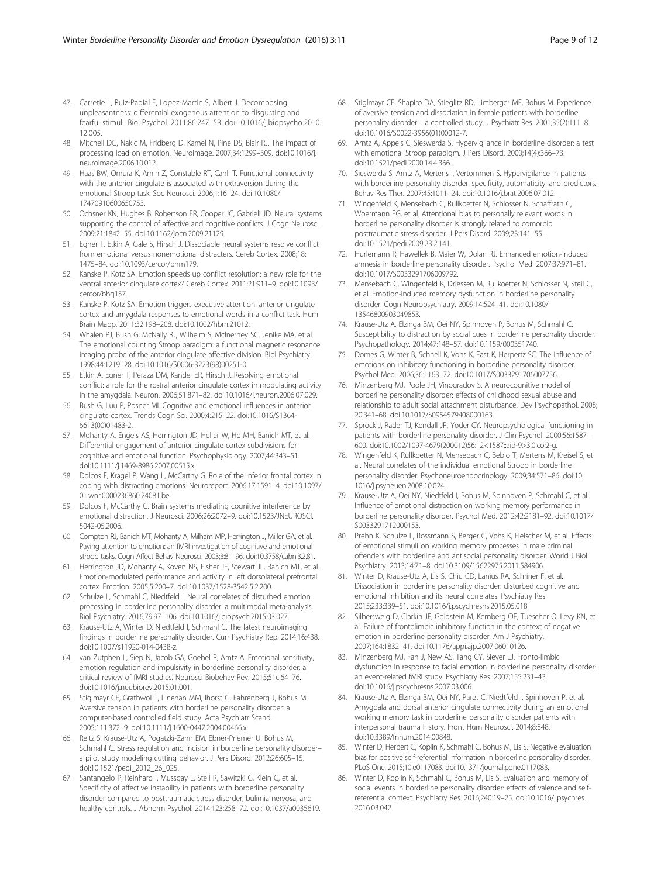47. Carretie L, Ruiz-Padial E, Lopez-Martin S, Albert J. Decomposing unpleasantness: differential exogenous attention to disgusting and fearful stimuli. Biol Psychol. 2011;86:247–53. doi:10.1016/j.biopsycho.2010.12.005.
48. Mitchell DG, Nakic M, Fridberg D, Kamel N, Pine DS, Blair RJ. The impact of processing load on emotion. Neuroimage. 2007;34:1299–309. doi:10.1016/j.neuroimage.2006.10.012.
49. Haas BW, Omura K, Amin Z, Constable RT, Canli T. Functional connectivity with the anterior cingulate is associated with extraversion during the emotional Stroop task. Soc Neurosci. 2006;1:16–24. doi:10.1080/17470910600650753.
50. Ochsner KN, Hughes B, Robertson ER, Cooper JC, Gabrieli JD. Neural systems supporting the control of affective and cognitive conflicts. J Cogn Neurosci. 2009;21:1842–55. doi:10.1162/jocn.2009.21129.
51. Egner T, Etkin A, Gale S, Hirsch J. Dissociable neural systems resolve conflict from emotional versus nonemotional distracters. Cereb Cortex. 2008;18:1475–84. doi:10.1093/cercor/bhm179.
52. Kanske P, Kotz SA. Emotion speeds up conflict resolution: a new role for the ventral anterior cingulate cortex? Cereb Cortex. 2011;21:911–9. doi:10.1093/cercor/bhq157.
53. Kanske P, Kotz SA. Emotion triggers executive attention: anterior cingulate cortex and amygdala responses to emotional words in a conflict task. Hum Brain Mapp. 2011;32:198–208. doi:10.1002/hbm.21012.
54. Whalen PJ, Bush G, McNally RJ, Wilhelm S, McInerney SC, Jenike MA, et al. The emotional counting Stroop paradigm: a functional magnetic resonance imaging probe of the anterior cingulate affective division. Biol Psychiatry. 1998;44:1219–28. doi:10.1016/S0006-3223(98)00251-0.
55. Etkin A, Egner T, Peraza DM, Kandel ER, Hirsch J. Resolving emotional conflict: a role for the rostral anterior cingulate cortex in modulating activity in the amygdala. Neuron. 2006;51:871–82. doi:10.1016/j.neuron.2006.07.029.
56. Bush G, Luu P, Posner MI. Cognitive and emotional influences in anterior cingulate cortex. Trends Cogn Sci. 2000;4:215–22. doi:10.1016/S1364-6613(00)01483-2.
57. Mohanty A, Engels AS, Herrington JD, Heller W, Ho MH, Banich MT, et al. Differential engagement of anterior cingulate cortex subdivisions for cognitive and emotional function. Psychophysiology. 2007;44:343–51. doi:10.1111/j.1469-8986.2007.00515.x.
58. Dolcos F, Kragel P, Wang L, McCarthy G. Role of the inferior frontal cortex in coping with distracting emotions. Neuroreport. 2006;17:1591–4. doi:10.1097/01.wnr.0000236860.24081.be.
59. Dolcos F, McCarthy G. Brain systems mediating cognitive interference by emotional distraction. J Neurosci. 2006;26:2072–9. doi:10.1523/JNEUROSCI.5042-05.2006.
60. Compton RJ, Banich MT, Mohanty A, Milham MP, Herrington J, Miller GA, et al. Paying attention to emotion: an fMRI investigation of cognitive and emotional stroop tasks. Cogn Affect Behav Neurosci. 2003;3:81–96. doi:10.3758/cabn.3.2.81.
61. Herrington JD, Mohanty A, Koven NS, Fisher JE, Stewart JL, Banich MT, et al. Emotion-modulated performance and activity in left dorsolateral prefrontal cortex. Emotion. 2005;5:200–7. doi:10.1037/1528-3542.5.2.200.
62. Schulze L, Schmahl C, Niedtfeld I. Neural correlates of disturbed emotion processing in borderline personality disorder: a multimodal meta-analysis. Biol Psychiatry. 2016;79:97–106. doi:10.1016/j.biopsych.2015.03.027.
63. Krause-Utz A, Winter D, Niedtfeld I, Schmahl C. The latest neuroimaging findings in borderline personality disorder. Curr Psychiatry Rep. 2014;16:438. doi:10.1007/s11920-014-0438-z.
64. van Zutphen L, Siep N, Jacob GA, Goebel R, Arntz A. Emotional sensitivity, emotion regulation and impulsivity in borderline personality disorder: a critical review of fMRI studies. Neurosci Biobehav Rev. 2015;51c:64–76. doi:10.1016/j.neubiorev.2015.01.001.
65. Stiglmayr CE, Grathwol T, Linehan MM, Ihorst G, Fahrenberg J, Bohus M. Aversive tension in patients with borderline personality disorder: a computer-based controlled field study. Acta Psychiatr Scand. 2005;111:372–9. doi:10.1111/j.1600-0447.2004.00466.x.
66. Reitz S, Krause-Utz A, Pogatzki-Zahn EM, Ebner-Priemer U, Bohus M, Schmahl C. Stress regulation and incision in borderline personality disorder–a pilot study modeling cutting behavior. J Pers Disord. 2012;26:605–15. doi:10.1521/pedi_2012_26_025.
67. Santangelo P, Reinhard I, Mussgay L, Steil R, Sawitzki G, Klein C, et al. Specificity of affective instability in patients with borderline personality disorder compared to posttraumatic stress disorder, bulimia nervosa, and healthy controls. J Abnorm Psychol. 2014;123:258–72. doi:10.1037/a0035619.
68. Stiglmayr CE, Shapiro DA, Stieglitz RD, Limberger MF, Bohus M. Experience of aversive tension and dissociation in female patients with borderline personality disorder—a controlled study. J Psychiatr Res. 2001;35(2):111–8. doi:10.1016/S0022-3956(01)00012-7.
69. Arntz A, Appels C, Sieswerda S. Hypervigilance in borderline disorder: a test with emotional Stroop paradigm. J Pers Disord. 2000;14(4):366–73. doi:10.1521/pedi.2000.14.4.366.
70. Sieswerda S, Arntz A, Mertens I, Vertommen S. Hypervigilance in patients with borderline personality disorder: specificity, automaticity, and predictors. Behav Res Ther. 2007;45:1011–24. doi:10.1016/j.brat.2006.07.012.
71. Wingenfeld K, Mensebach C, Rullkoetter N, Schlosser N, Schaffrath C, Woermann FG, et al. Attentional bias to personally relevant words in borderline personality disorder is strongly related to comorbid posttraumatic stress disorder. J Pers Disord. 2009;23:141–55. doi:10.1521/pedi.2009.23.2.141.
72. Hurlemann R, Hawellek B, Maier W, Dolan RJ. Enhanced emotion-induced amnesia in borderline personality disorder. Psychol Med. 2007;37:971–81. doi:10.1017/S0033291706009792.
73. Mensebach C, Wingenfeld K, Driessen M, Rullkoetter N, Schlosser N, Steil C, et al. Emotion-induced memory dysfunction in borderline personality disorder. Cogn Neuropsychiatry. 2009;14:524–41. doi:10.1080/13546800903049853.
74. Krause-Utz A, Elzinga BM, Oei NY, Spinhoven P, Bohus M, Schmahl C. Susceptibility to distraction by social cues in borderline personality disorder. Psychopathology. 2014;47:148–57. doi:10.1159/000351740.
75. Domes G, Winter B, Schnell K, Vohs K, Fast K, Herpertz SC. The influence of emotions on inhibitory functioning in borderline personality disorder. Psychol Med. 2006;36:1163–72. doi:10.1017/S0033291706007756.
76. Minzenberg MJ, Poole JH, Vinogradov S. A neurocognitive model of borderline personality disorder: effects of childhood sexual abuse and relationship to adult social attachment disturbance. Dev Psychopathol. 2008;20:341–68. doi:10.1017/S0954579408000163.
77. Sprock J, Rader TJ, Kendall JP, Yoder CY. Neuropsychological functioning in patients with borderline personality disorder. J Clin Psychol. 2000;56:1587–600. doi:10.1002/1097-4679(200012)56:12<1587::aid-9>3.0.co;2-g.
78. Wingenfeld K, Rullkoetter N, Mensebach C, Beblo T, Mertens M, Kreisel S, et al. Neural correlates of the individual emotional Stroop in borderline personality disorder. Psychoneuroendocrinology. 2009;34:571–86. doi:10.1016/j.psyneuen.2008.10.024.
79. Krause-Utz A, Oei NY, Niedtfeld I, Bohus M, Spinhoven P, Schmahl C, et al. Influence of emotional distraction on working memory performance in borderline personality disorder. Psychol Med. 2012;42:2181–92. doi:10.1017/S0033291712000153.
80. Prehn K, Schulze L, Rossmann S, Berger C, Vohs K, Fleischer M, et al. Effects of emotional stimuli on working memory processes in male criminal offenders with borderline and antisocial personality disorder. World J Biol Psychiatry. 2013;14:71–8. doi:10.3109/15622975.2011.584906.
81. Winter D, Krause-Utz A, Lis S, Chiu CD, Lanius RA, Schriner F, et al. Dissociation in borderline personality disorder: disturbed cognitive and emotional inhibition and its neural correlates. Psychiatry Res. 2015;233:339–51. doi:10.1016/j.pscychresns.2015.05.018.
82. Silbersweig D, Clarkin JF, Goldstein M, Kernberg OF, Tuescher O, Levy KN, et al. Failure of frontolimbic inhibitory function in the context of negative emotion in borderline personality disorder. Am J Psychiatry. 2007;164:1832–41. doi:10.1176/appi.ajp.2007.06010126.
83. Minzenberg MJ, Fan J, New AS, Tang CY, Siever LJ. Fronto-limbic dysfunction in response to facial emotion in borderline personality disorder: an event-related fMRI study. Psychiatry Res. 2007;155:231–43. doi:10.1016/j.pscychresns.2007.03.006.
84. Krause-Utz A, Elzinga BM, Oei NY, Paret C, Niedtfeld I, Spinhoven P, et al. Amygdala and dorsal anterior cingulate connectivity during an emotional working memory task in borderline personality disorder patients with interpersonal trauma history. Front Hum Neurosci. 2014;8:848. doi:10.3389/fnhum.2014.00848.
85. Winter D, Herbert C, Koplin K, Schmahl C, Bohus M, Lis S. Negative evaluation bias for positive self-referential information in borderline personality disorder. PLoS One. 2015;10:e0117083. doi:10.1371/journal.pone.0117083.
86. Winter D, Koplin K, Schmahl C, Bohus M, Lis S. Evaluation and memory of social events in borderline personality disorder: effects of valence and self-referential context. Psychiatry Res. 2016;240:19–25. doi:10.1016/j.psychres.2016.03.042.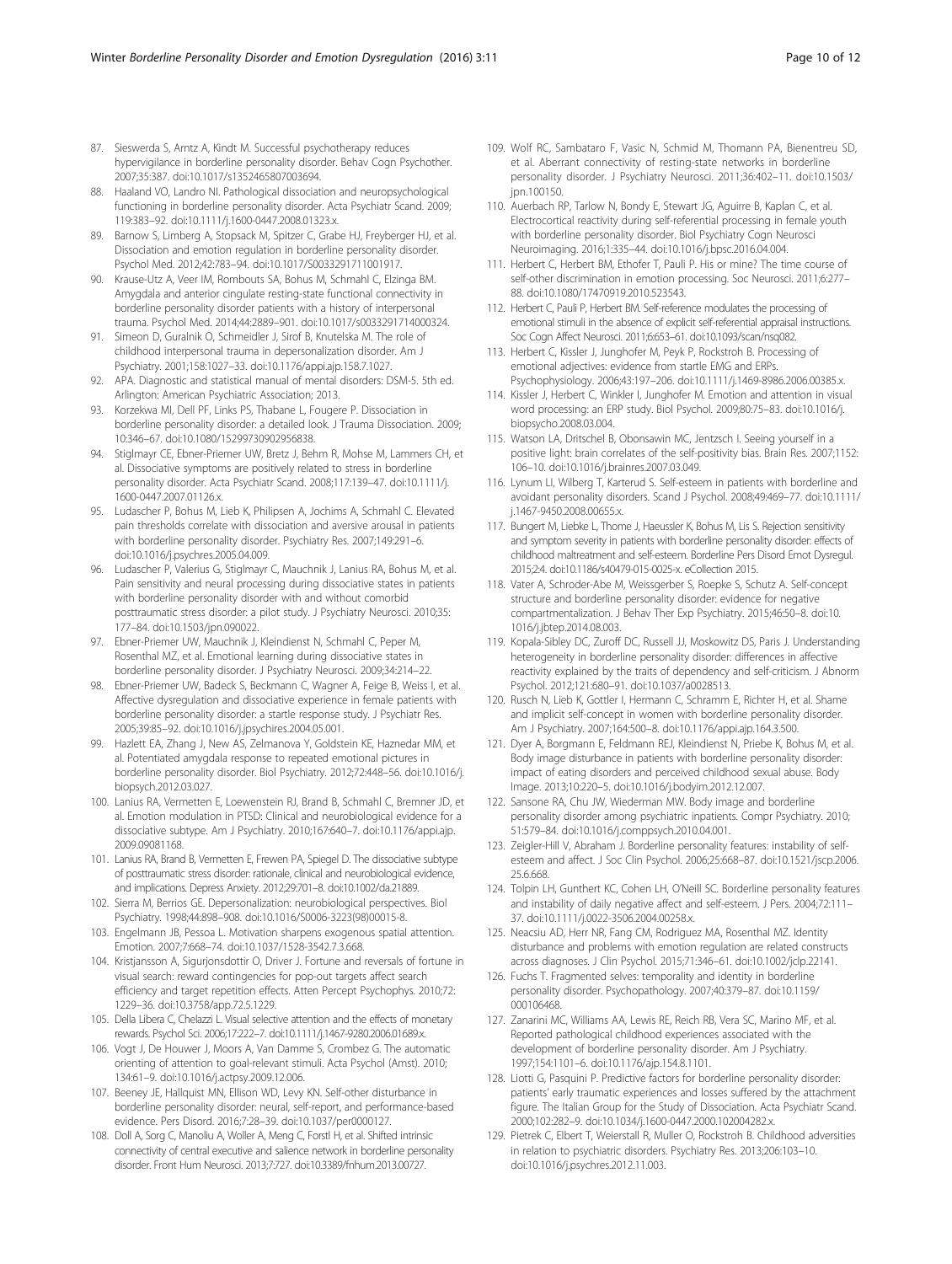87. Sieswerda S, Arntz A, Kindt M. Successful psychotherapy reduces hypervigilance in borderline personality disorder. Behav Cogn Psychother. 2007;35:387. doi:10.1017/s1352465807003694.
88. Haaland VO, Landro NI. Pathological dissociation and neuropsychological functioning in borderline personality disorder. Acta Psychiatr Scand. 2009; 119:383–92. doi:10.1111/j.1600-0447.2008.01323.x.
89. Barnow S, Limberg A, Stopsack M, Spitzer C, Grabe HJ, Freyberger HJ, et al. Dissociation and emotion regulation in borderline personality disorder. Psychol Med. 2012;42:783–94. doi:10.1017/S0033291711001917.
90. Krause-Utz A, Veer IM, Rombouts SA, Bohus M, Schmahl C, Elzinga BM. Amygdala and anterior cingulate resting-state functional connectivity in borderline personality disorder patients with a history of interpersonal trauma. Psychol Med. 2014;44:2889–901. doi:10.1017/s0033291714000324.
91. Simeon D, Guralnik O, Schmeidler J, Sirof B, Knutelska M. The role of childhood interpersonal trauma in depersonalization disorder. Am J Psychiatry. 2001;158:1027–33. doi:10.1176/appi.ajp.158.7.1027.
92. APA. Diagnostic and statistical manual of mental disorders: DSM-5. 5th ed. Arlington: American Psychiatric Association; 2013.
93. Korzekwa MI, Dell PF, Links PS, Thabane L, Fougere P. Dissociation in borderline personality disorder: a detailed look. J Trauma Dissociation. 2009; 10:346–67. doi:10.1080/15299730902956838.
94. Stiglmayr CE, Ebner-Priemer UW, Bretz J, Behm R, Mohse M, Lammers CH, et al. Dissociative symptoms are positively related to stress in borderline personality disorder. Acta Psychiatr Scand. 2008;117:139–47. doi:10.1111/j.1600-0447.2007.01126.x.
95. Ludascher P, Bohus M, Lieb K, Philipsen A, Jochims A, Schmahl C. Elevated pain thresholds correlate with dissociation and aversive arousal in patients with borderline personality disorder. Psychiatry Res. 2007;149:291–6. doi:10.1016/j.psychres.2005.04.009.
96. Ludascher P, Valerius G, Stiglmayr C, Mauchnik J, Lanius RA, Bohus M, et al. Pain sensitivity and neural processing during dissociative states in patients with borderline personality disorder with and without comorbid posttraumatic stress disorder: a pilot study. J Psychiatry Neurosci. 2010;35: 177–84. doi:10.1503/jpn.090022.
97. Ebner-Priemer UW, Mauchnik J, Kleindienst N, Schmahl C, Peper M, Rosenthal MZ, et al. Emotional learning during dissociative states in borderline personality disorder. J Psychiatry Neurosci. 2009;34:214–22.
98. Ebner-Priemer UW, Badeck S, Beckmann C, Wagner A, Feige B, Weiss I, et al. Affective dysregulation and dissociative experience in female patients with borderline personality disorder: a startle response study. J Psychiatr Res. 2005;39:85–92. doi:10.1016/j.jpsychires.2004.05.001.
99. Hazlett EA, Zhang J, New AS, Zelmanova Y, Goldstein KE, Haznedar MM, et al. Potentiated amygdala response to repeated emotional pictures in borderline personality disorder. Biol Psychiatry. 2012;72:448–56. doi:10.1016/j.biopsych.2012.03.027.
100. Lanius RA, Vermetten E, Loewenstein RJ, Brand B, Schmahl C, Bremner JD, et al. Emotion modulation in PTSD: Clinical and neurobiological evidence for a dissociative subtype. Am J Psychiatry. 2010;167:640–7. doi:10.1176/appi.ajp.2009.09081168.
101. Lanius RA, Brand B, Vermetten E, Frewen PA, Spiegel D. The dissociative subtype of posttraumatic stress disorder: rationale, clinical and neurobiological evidence, and implications. Depress Anxiety. 2012;29:701–8. doi:10.1002/da.21889.
102. Sierra M, Berrios GE. Depersonalization: neurobiological perspectives. Biol Psychiatry. 1998;44:898–908. doi:10.1016/S0006-3223(98)00015-8.
103. Engelmann JB, Pessoa L. Motivation sharpens exogenous spatial attention. Emotion. 2007;7:668–74. doi:10.1037/1528-3542.7.3.668.
104. Kristjansson A, Sigurjonsdottir O, Driver J. Fortune and reversals of fortune in visual search: reward contingencies for pop-out targets affect search efficiency and target repetition effects. Atten Percept Psychophys. 2010;72: 1229–36. doi:10.3758/app.72.5.1229.
105. Della Libera C, Chelazzi L. Visual selective attention and the effects of monetary rewards. Psychol Sci. 2006;17:222–7. doi:10.1111/j.1467-9280.2006.01689.x.
106. Vogt J, De Houwer J, Moors A, Van Damme S, Crombez G. The automatic orienting of attention to goal-relevant stimuli. Acta Psychol (Amst). 2010; 134:61–9. doi:10.1016/j.actpsy.2009.12.006.
107. Beeney JE, Hallquist MN, Ellison WD, Levy KN. Self-other disturbance in borderline personality disorder: neural, self-report, and performance-based evidence. Pers Disord. 2016;7:28–39. doi:10.1037/per0000127.
108. Doll A, Sorg C, Manoliu A, Woller A, Meng C, Forstl H, et al. Shifted intrinsic connectivity of central executive and salience network in borderline personality disorder. Front Hum Neurosci. 2013;7:727. doi:10.3389/fnhum.2013.00727.
109. Wolf RC, Sambataro F, Vasic N, Schmid M, Thomann PA, Bienentreu SD, et al. Aberrant connectivity of resting-state networks in borderline personality disorder. J Psychiatry Neurosci. 2011;36:402–11. doi:10.1503/jpn.100150.
110. Auerbach RP, Tarlow N, Bondy E, Stewart JG, Aguirre B, Kaplan C, et al. Electrocortical reactivity during self-referential processing in female youth with borderline personality disorder. Biol Psychiatry Cogn Neurosci Neuroimaging. 2016;1:335–44. doi:10.1016/j.bpsc.2016.04.004.
111. Herbert C, Herbert BM, Ethofer T, Pauli P. His or mine? The time course of self-other discrimination in emotion processing. Soc Neurosci. 2011;6:277–88. doi:10.1080/17470919.2010.523543.
112. Herbert C, Pauli P, Herbert BM. Self-reference modulates the processing of emotional stimuli in the absence of explicit self-referential appraisal instructions. Soc Cogn Affect Neurosci. 2011;6:653–61. doi:10.1093/scan/nsq082.
113. Herbert C, Kissler J, Junghofer M, Peyk P, Rockstroh B. Processing of emotional adjectives: evidence from startle EMG and ERPs. Psychophysiology. 2006;43:197–206. doi:10.1111/j.1469-8986.2006.00385.x.
114. Kissler J, Herbert C, Winkler I, Junghofer M. Emotion and attention in visual word processing: an ERP study. Biol Psychol. 2009;80:75–83. doi:10.1016/j.biopsycho.2008.03.004.
115. Watson LA, Dritschel B, Obonsawin MC, Jentzsch I. Seeing yourself in a positive light: brain correlates of the self-positivity bias. Brain Res. 2007;1152: 106–10. doi:10.1016/j.brainres.2007.03.049.
116. Lynum LI, Wilberg T, Karterud S. Self-esteem in patients with borderline and avoidant personality disorders. Scand J Psychol. 2008;49:469–77. doi:10.1111/j.1467-9450.2008.00655.x.
117. Bungert M, Liebke L, Thome J, Haeussler K, Bohus M, Lis S. Rejection sensitivity and symptom severity in patients with borderline personality disorder: effects of childhood maltreatment and self-esteem. Borderline Pers Disord Emot Dysregul. 2015;2:4. doi:10.1186/s40479-015-0025-x. eCollection 2015.
118. Vater A, Schroder-Abe M, Weissgerber S, Roepke S, Schutz A. Self-concept structure and borderline personality disorder: evidence for negative compartmentalization. J Behav Ther Exp Psychiatry. 2015;46:50–8. doi:10.1016/j.jbtep.2014.08.003.
119. Kopala-Sibley DC, Zuroff DC, Russell JJ, Moskowitz DS, Paris J. Understanding heterogeneity in borderline personality disorder: differences in affective reactivity explained by the traits of dependency and self-criticism. J Abnorm Psychol. 2012;121:680–91. doi:10.1037/a0028513.
120. Rusch N, Lieb K, Gottler I, Hermann C, Schramm E, Richter H, et al. Shame and implicit self-concept in women with borderline personality disorder. Am J Psychiatry. 2007;164:500–8. doi:10.1176/appi.ajp.164.3.500.
121. Dyer A, Borgmann E, Feldmann REJ, Kleindienst N, Priebe K, Bohus M, et al. Body image disturbance in patients with borderline personality disorder: impact of eating disorders and perceived childhood sexual abuse. Body Image. 2013;10:220–5. doi:10.1016/j.bodyim.2012.12.007.
122. Sansone RA, Chu JW, Wiederman MW. Body image and borderline personality disorder among psychiatric inpatients. Compr Psychiatry. 2010; 51:579–84. doi:10.1016/j.comppsych.2010.04.001.
123. Zeigler-Hill V, Abraham J. Borderline personality features: instability of self-esteem and affect. J Soc Clin Psychol. 2006;25:668–87. doi:10.1521/jscp.2006.25.6.668.
124. Tolpin LH, Gunthert KC, Cohen LH, O'Neill SC. Borderline personality features and instability of daily negative affect and self-esteem. J Pers. 2004;72:111–37. doi:10.1111/j.0022-3506.2004.00258.x.
125. Neacsiu AD, Herr NR, Fang CM, Rodriguez MA, Rosenthal MZ. Identity disturbance and problems with emotion regulation are related constructs across diagnoses. J Clin Psychol. 2015;71:346–61. doi:10.1002/jclp.22141.
126. Fuchs T. Fragmented selves: temporality and identity in borderline personality disorder. Psychopathology. 2007;40:379–87. doi:10.1159/000106468.
127. Zanarini MC, Williams AA, Lewis RE, Reich RB, Vera SC, Marino MF, et al. Reported pathological childhood experiences associated with the development of borderline personality disorder. Am J Psychiatry. 1997;154:1101–6. doi:10.1176/ajp.154.8.1101.
128. Liotti G, Pasquini P. Predictive factors for borderline personality disorder: patients' early traumatic experiences and losses suffered by the attachment figure. The Italian Group for the Study of Dissociation. Acta Psychiatr Scand. 2000;102:282–9. doi:10.1034/j.1600-0447.2000.102004282.x.
129. Pietrek C, Elbert T, Weierstall R, Muller O, Rockstroh B. Childhood adversities in relation to psychiatric disorders. Psychiatry Res. 2013;206:103–10. doi:10.1016/j.psychres.2012.11.003.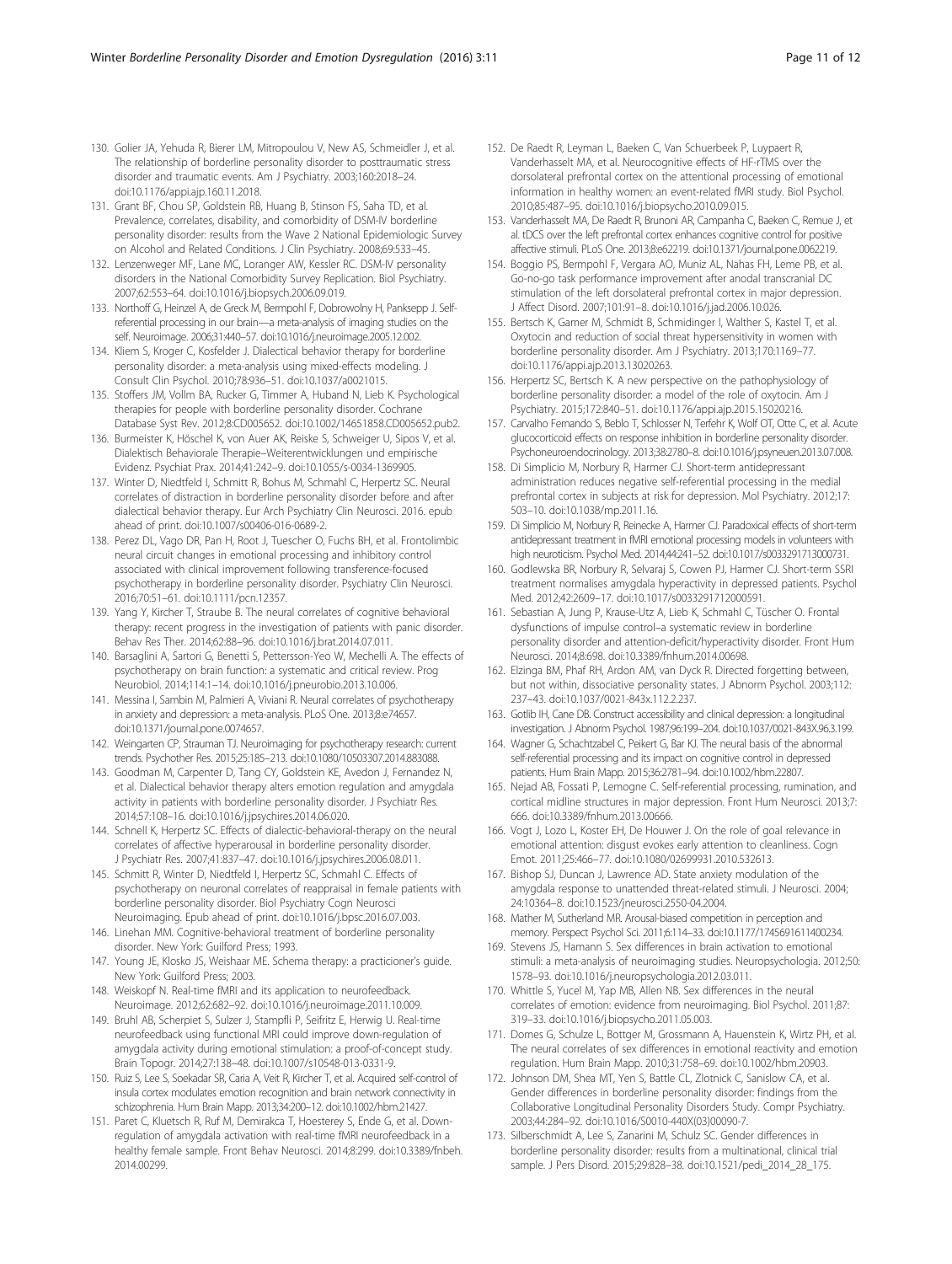130. Golier JA, Yehuda R, Bierer LM, Mitropoulou V, New AS, Schmeidler J, et al. The relationship of borderline personality disorder to posttraumatic stress disorder and traumatic events. Am J Psychiatry. 2003;160:2018–24. doi:10.1176/appi.ajp.160.11.2018.
131. Grant BF, Chou SP, Goldstein RB, Huang B, Stinson FS, Saha TD, et al. Prevalence, correlates, disability, and comorbidity of DSM-IV borderline personality disorder: results from the Wave 2 National Epidemiologic Survey on Alcohol and Related Conditions. J Clin Psychiatry. 2008;69:533–45.
132. Lenzenweger MF, Lane MC, Loranger AW, Kessler RC. DSM-IV personality disorders in the National Comorbidity Survey Replication. Biol Psychiatry. 2007;62:553–64. doi:10.1016/j.biopsych.2006.09.019.
133. Northoff G, Heinzel A, de Greck M, Bermpohl F, Dobrowolny H, Panksepp J. Self-referential processing in our brain—a meta-analysis of imaging studies on the self. Neuroimage. 2006;31:440–57. doi:10.1016/j.neuroimage.2005.12.002.
134. Kliem S, Kroger C, Kosfelder J. Dialectical behavior therapy for borderline personality disorder: a meta-analysis using mixed-effects modeling. J Consult Clin Psychol. 2010;78:936–51. doi:10.1037/a0021015.
135. Stoffers JM, Vollm BA, Rucker G, Timmer A, Huband N, Lieb K. Psychological therapies for people with borderline personality disorder. Cochrane Database Syst Rev. 2012;8:CD005652. doi:10.1002/14651858.CD005652.pub2.
136. Burmeister K, Höschel K, von Auer AK, Reiske S, Schweiger U, Sipos V, et al. Dialektisch Behaviorale Therapie–Weiterentwicklungen und empirische Evidenz. Psychiat Prax. 2014;41:242–9. doi:10.1055/s-0034-1369905.
137. Winter D, Niedtfeld I, Schmitt R, Bohus M, Schmahl C, Herpertz SC. Neural correlates of distraction in borderline personality disorder before and after dialectical behavior therapy. Eur Arch Psychiatry Clin Neurosci. 2016. epub ahead of print. doi:10.1007/s00406-016-0689-2.
138. Perez DL, Vago DR, Pan H, Root J, Tuescher O, Fuchs BH, et al. Frontolimbic neural circuit changes in emotional processing and inhibitory control associated with clinical improvement following transference-focused psychotherapy in borderline personality disorder. Psychiatry Clin Neurosci. 2016;70:51–61. doi:10.1111/pcn.12357.
139. Yang Y, Kircher T, Straube B. The neural correlates of cognitive behavioral therapy: recent progress in the investigation of patients with panic disorder. Behav Res Ther. 2014;62:88–96. doi:10.1016/j.brat.2014.07.011.
140. Barsaglini A, Sartori G, Benetti S, Pettersson-Yeo W, Mechelli A. The effects of psychotherapy on brain function: a systematic and critical review. Prog Neurobiol. 2014;114:1–14. doi:10.1016/j.pneurobio.2013.10.006.
141. Messina I, Sambin M, Palmieri A, Viviani R. Neural correlates of psychotherapy in anxiety and depression: a meta-analysis. PLoS One. 2013;8:e74657. doi:10.1371/journal.pone.0074657.
142. Weingarten CP, Strauman TJ. Neuroimaging for psychotherapy research: current trends. Psychother Res. 2015;25:185–213. doi:10.1080/10503307.2014.883088.
143. Goodman M, Carpenter D, Tang CY, Goldstein KE, Avedon J, Fernandez N, et al. Dialectical behavior therapy alters emotion regulation and amygdala activity in patients with borderline personality disorder. J Psychiatr Res. 2014;57:108–16. doi:10.1016/j.jpsychires.2014.06.020.
144. Schnell K, Herpertz SC. Effects of dialectic-behavioral-therapy on the neural correlates of affective hyperarousal in borderline personality disorder. J Psychiatr Res. 2007;41:837–47. doi:10.1016/j.jpsychires.2006.08.011.
145. Schmitt R, Winter D, Niedtfeld I, Herpertz SC, Schmahl C. Effects of psychotherapy on neuronal correlates of reappraisal in female patients with borderline personality disorder. Biol Psychiatry Cogn Neurosci Neuroimaging. Epub ahead of print. doi:10.1016/j.bpsc.2016.07.003.
146. Linehan MM. Cognitive-behavioral treatment of borderline personality disorder. New York: Guilford Press; 1993.
147. Young JE, Klosko JS, Weishaar ME. Schema therapy: a practicioner's guide. New York: Guilford Press; 2003.
148. Weiskopf N. Real-time fMRI and its application to neurofeedback. Neuroimage. 2012;62:682–92. doi:10.1016/j.neuroimage.2011.10.009.
149. Bruhl AB, Scherpiet S, Sulzer J, Stampfli P, Seifritz E, Herwig U. Real-time neurofeedback using functional MRI could improve down-regulation of amygdala activity during emotional stimulation: a proof-of-concept study. Brain Topogr. 2014;27:138–48. doi:10.1007/s10548-013-0331-9.
150. Ruiz S, Lee S, Soekadar SR, Caria A, Veit R, Kircher T, et al. Acquired self-control of insula cortex modulates emotion recognition and brain network connectivity in schizophrenia. Hum Brain Mapp. 2013;34:200–12. doi:10.1002/hbm.21427.
151. Paret C, Kluetsch R, Ruf M, Demirakca T, Hoesterey S, Ende G, et al. Down-regulation of amygdala activation with real-time fMRI neurofeedback in a healthy female sample. Front Behav Neurosci. 2014;8:299. doi:10.3389/fnbeh.2014.00299.
152. De Raedt R, Leyman L, Baeken C, Van Schuerbeek P, Luypaert R, Vanderhasselt MA, et al. Neurocognitive effects of HF-rTMS over the dorsolateral prefrontal cortex on the attentional processing of emotional information in healthy women: an event-related fMRI study. Biol Psychol. 2010;85:487–95. doi:10.1016/j.biopsycho.2010.09.015.
153. Vanderhasselt MA, De Raedt R, Brunoni AR, Campanha C, Baeken C, Remue J, et al. tDCS over the left prefrontal cortex enhances cognitive control for positive affective stimuli. PLoS One. 2013;8:e62219. doi:10.1371/journal.pone.0062219.
154. Boggio PS, Bermpohl F, Vergara AO, Muniz AL, Nahas FH, Leme PB, et al. Go-no-go task performance improvement after anodal transcranial DC stimulation of the left dorsolateral prefrontal cortex in major depression. J Affect Disord. 2007;101:91–8. doi:10.1016/j.jad.2006.10.026.
155. Bertsch K, Gamer M, Schmidt B, Schmidinger I, Walther S, Kastel T, et al. Oxytocin and reduction of social threat hypersensitivity in women with borderline personality disorder. Am J Psychiatry. 2013;170:1169–77. doi:10.1176/appi.ajp.2013.13020263.
156. Herpertz SC, Bertsch K. A new perspective on the pathophysiology of borderline personality disorder: a model of the role of oxytocin. Am J Psychiatry. 2015;172:840–51. doi:10.1176/appi.ajp.2015.15020216.
157. Carvalho Fernando S, Beblo T, Schlosser N, Terfehr K, Wolf OT, Otte C, et al. Acute glucocorticoid effects on response inhibition in borderline personality disorder. Psychoneuroendocrinology. 2013;38:2780–8. doi:10.1016/j.psyneuen.2013.07.008.
158. Di Simplicio M, Norbury R, Harmer CJ. Short-term antidepressant administration reduces negative self-referential processing in the medial prefrontal cortex in subjects at risk for depression. Mol Psychiatry. 2012;17:503–10. doi:10.1038/mp.2011.16.
159. Di Simplicio M, Norbury R, Reinecke A, Harmer CJ. Paradoxical effects of short-term antidepressant treatment in fMRI emotional processing models in volunteers with high neuroticism. Psychol Med. 2014;44:241–52. doi:10.1017/s0033291713000731.
160. Godlewska BR, Norbury R, Selvaraj S, Cowen PJ, Harmer CJ. Short-term SSRI treatment normalises amygdala hyperactivity in depressed patients. Psychol Med. 2012;42:2609–17. doi:10.1017/s0033291712000591.
161. Sebastian A, Jung P, Krause-Utz A, Lieb K, Schmahl C, Tüscher O. Frontal dysfunctions of impulse control–a systematic review in borderline personality disorder and attention-deficit/hyperactivity disorder. Front Hum Neurosci. 2014;8:698. doi:10.3389/fnhum.2014.00698.
162. Elzinga BM, Phaf RH, Ardon AM, van Dyck R. Directed forgetting between, but not within, dissociative personality states. J Abnorm Psychol. 2003;112:237–43. doi:10.1037/0021-843x.112.2.237.
163. Gotlib IH, Cane DB. Construct accessibility and clinical depression: a longitudinal investigation. J Abnorm Psychol. 1987;96:199–204. doi:10.1037/0021-843X.96.3.199.
164. Wagner G, Schachtzabel C, Peikert G, Bar KJ. The neural basis of the abnormal self-referential processing and its impact on cognitive control in depressed patients. Hum Brain Mapp. 2015;36:2781–94. doi:10.1002/hbm.22807.
165. Nejad AB, Fossati P, Lemogne C. Self-referential processing, rumination, and cortical midline structures in major depression. Front Hum Neurosci. 2013;7:666. doi:10.3389/fnhum.2013.00666.
166. Vogt J, Lozo L, Koster EH, De Houwer J. On the role of goal relevance in emotional attention: disgust evokes early attention to cleanliness. Cogn Emot. 2011;25:466–77. doi:10.1080/02699931.2010.532613.
167. Bishop SJ, Duncan J, Lawrence AD. State anxiety modulation of the amygdala response to unattended threat-related stimuli. J Neurosci. 2004;24:10364–8. doi:10.1523/jneurosci.2550-04.2004.
168. Mather M, Sutherland MR. Arousal-biased competition in perception and memory. Perspect Psychol Sci. 2011;6:114–33. doi:10.1177/1745691611400234.
169. Stevens JS, Hamann S. Sex differences in brain activation to emotional stimuli: a meta-analysis of neuroimaging studies. Neuropsychologia. 2012;50:1578–93. doi:10.1016/j.neuropsychologia.2012.03.011.
170. Whittle S, Yucel M, Yap MB, Allen NB. Sex differences in the neural correlates of emotion: evidence from neuroimaging. Biol Psychol. 2011;87:319–33. doi:10.1016/j.biopsycho.2011.05.003.
171. Domes G, Schulze L, Bottger M, Grossmann A, Hauenstein K, Wirtz PH, et al. The neural correlates of sex differences in emotional reactivity and emotion regulation. Hum Brain Mapp. 2010;31:758–69. doi:10.1002/hbm.20903.
172. Johnson DM, Shea MT, Yen S, Battle CL, Zlotnick C, Sanislow CA, et al. Gender differences in borderline personality disorder: findings from the Collaborative Longitudinal Personality Disorders Study. Compr Psychiatry. 2003;44:284–92. doi:10.1016/S0010-440X(03)00090-7.
173. Silberschmidt A, Lee S, Zanarini M, Schulz SC. Gender differences in borderline personality disorder: results from a multinational, clinical trial sample. J Pers Disord. 2015;29:828–38. doi:10.1521/pedi_2014_28_175.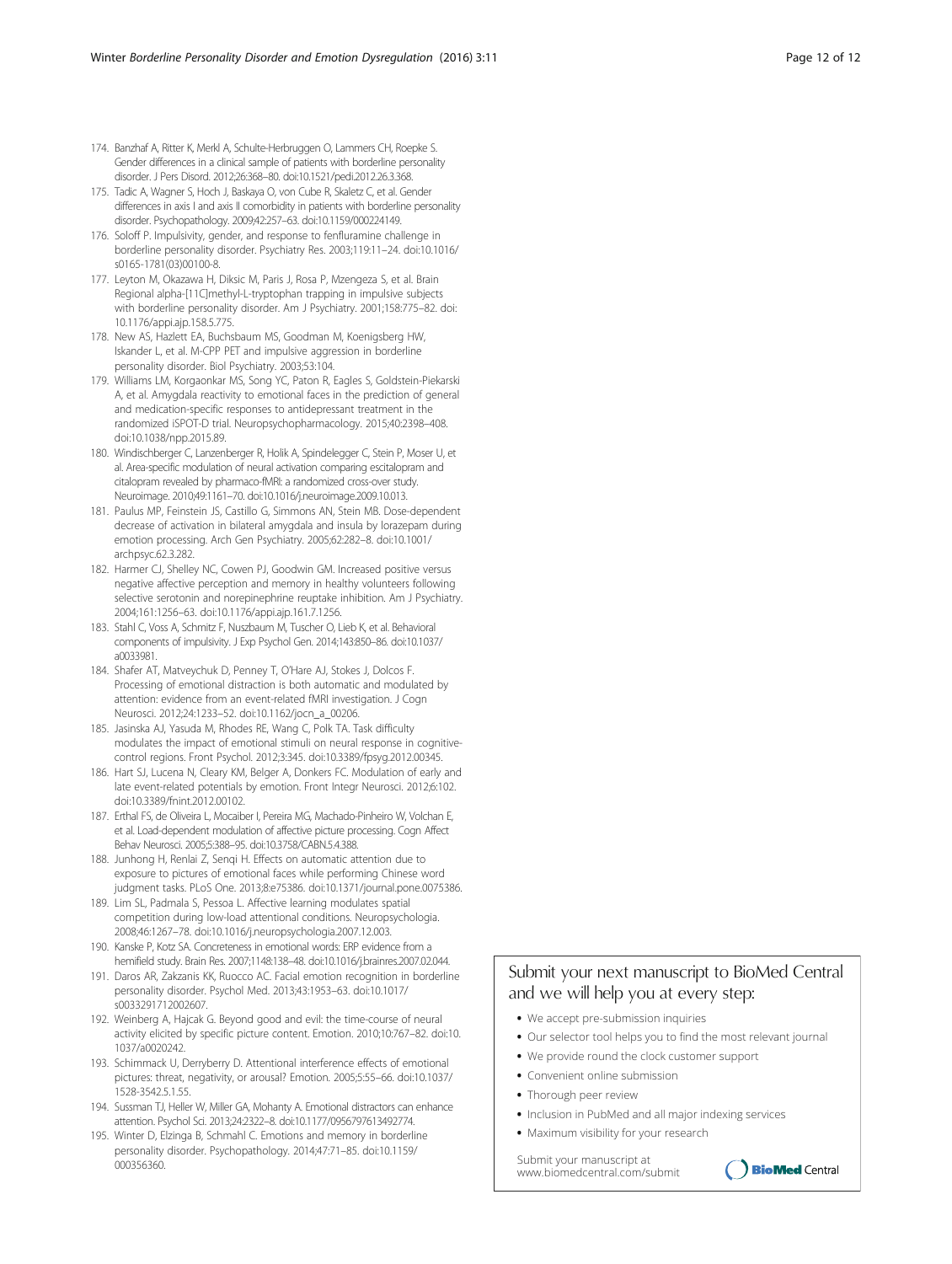174. Banzhaf A, Ritter K, Merkl A, Schulte-Herbruggen O, Lammers CH, Roepke S. Gender differences in a clinical sample of patients with borderline personality disorder. J Pers Disord. 2012;26:368–80. doi:10.1521/pedi.2012.26.3.368.
175. Tadic A, Wagner S, Hoch J, Baskaya O, von Cube R, Skaletz C, et al. Gender differences in axis I and axis II comorbidity in patients with borderline personality disorder. Psychopathology. 2009;42:257–63. doi:10.1159/000224149.
176. Soloff P. Impulsivity, gender, and response to fenfluramine challenge in borderline personality disorder. Psychiatry Res. 2003;119:11–24. doi:10.1016/s0165-1781(03)00100-8.
177. Leyton M, Okazawa H, Diksic M, Paris J, Rosa P, Mzengeza S, et al. Brain Regional alpha-[11C]methyl-L-tryptophan trapping in impulsive subjects with borderline personality disorder. Am J Psychiatry. 2001;158:775–82. doi:10.1176/appi.ajp.158.5.775.
178. New AS, Hazlett EA, Buchsbaum MS, Goodman M, Koenigsberg HW, Iskander L, et al. M-CPP PET and impulsive aggression in borderline personality disorder. Biol Psychiatry. 2003;53:104.
179. Williams LM, Korgaonkar MS, Song YC, Paton R, Eagles S, Goldstein-Piekarski A, et al. Amygdala reactivity to emotional faces in the prediction of general and medication-specific responses to antidepressant treatment in the randomized iSPOT-D trial. Neuropsychopharmacology. 2015;40:2398–408. doi:10.1038/npp.2015.89.
180. Windischberger C, Lanzenberger R, Holik A, Spindelegger C, Stein P, Moser U, et al. Area-specific modulation of neural activation comparing escitalopram and citalopram revealed by pharmaco-fMRI: a randomized cross-over study. Neuroimage. 2010;49:1161–70. doi:10.1016/j.neuroimage.2009.10.013.
181. Paulus MP, Feinstein JS, Castillo G, Simmons AN, Stein MB. Dose-dependent decrease of activation in bilateral amygdala and insula by lorazepam during emotion processing. Arch Gen Psychiatry. 2005;62:282–8. doi:10.1001/archpsyc.62.3.282.
182. Harmer CJ, Shelley NC, Cowen PJ, Goodwin GM. Increased positive versus negative affective perception and memory in healthy volunteers following selective serotonin and norepinephrine reuptake inhibition. Am J Psychiatry. 2004;161:1256–63. doi:10.1176/appi.ajp.161.7.1256.
183. Stahl C, Voss A, Schmitz F, Nuszbaum M, Tuscher O, Lieb K, et al. Behavioral components of impulsivity. J Exp Psychol Gen. 2014;143:850–86. doi:10.1037/a0033981.
184. Shafer AT, Matveychuk D, Penney T, O'Hare AJ, Stokes J, Dolcos F. Processing of emotional distraction is both automatic and modulated by attention: evidence from an event-related fMRI investigation. J Cogn Neurosci. 2012;24:1233–52. doi:10.1162/jocn_a_00206.
185. Jasinska AJ, Yasuda M, Rhodes RE, Wang C, Polk TA. Task difficulty modulates the impact of emotional stimuli on neural response in cognitive-control regions. Front Psychol. 2012;3:345. doi:10.3389/fpsyg.2012.00345.
186. Hart SJ, Lucena N, Cleary KM, Belger A, Donkers FC. Modulation of early and late event-related potentials by emotion. Front Integr Neurosci. 2012;6:102. doi:10.3389/fnint.2012.00102.
187. Erthal FS, de Oliveira L, Mocaiber I, Pereira MG, Machado-Pinheiro W, Volchan E, et al. Load-dependent modulation of affective picture processing. Cogn Affect Behav Neurosci. 2005;5:388–95. doi:10.3758/CABN.5.4.388.
188. Junhong H, Renlai Z, Senqi H. Effects on automatic attention due to exposure to pictures of emotional faces while performing Chinese word judgment tasks. PLoS One. 2013;8:e75386. doi:10.1371/journal.pone.0075386.
189. Lim SL, Padmala S, Pessoa L. Affective learning modulates spatial competition during low-load attentional conditions. Neuropsychologia. 2008;46:1267–78. doi:10.1016/j.neuropsychologia.2007.12.003.
190. Kanske P, Kotz SA. Concreteness in emotional words: ERP evidence from a hemifield study. Brain Res. 2007;1148:138–48. doi:10.1016/j.brainres.2007.02.044.
191. Daros AR, Zakzanis KK, Ruocco AC. Facial emotion recognition in borderline personality disorder. Psychol Med. 2013;43:1953–63. doi:10.1017/s0033291712002607.
192. Weinberg A, Hajcak G. Beyond good and evil: the time-course of neural activity elicited by specific picture content. Emotion. 2010;10:767–82. doi:10.1037/a0020242.
193. Schimmack U, Derryberry D. Attentional interference effects of emotional pictures: threat, negativity, or arousal? Emotion. 2005;5:55–66. doi:10.1037/1528-3542.5.1.55.
194. Sussman TJ, Heller W, Miller GA, Mohanty A. Emotional distractors can enhance attention. Psychol Sci. 2013;24:2322–8. doi:10.1177/0956797613492774.
195. Winter D, Elzinga B, Schmahl C. Emotions and memory in borderline personality disorder. Psychopathology. 2014;47:71–85. doi:10.1159/000356360.

Submit your next manuscript to BioMed Central and we will help you at every step:

- We accept pre-submission inquiries
- Our selector tool helps you to find the most relevant journal
- We provide round the clock customer support
- Convenient online submission
- Thorough peer review
- Inclusion in PubMed and all major indexing services
- Maximum visibility for your research

Submit your manuscript at www.biomedcentral.com/submit

BioMed Central